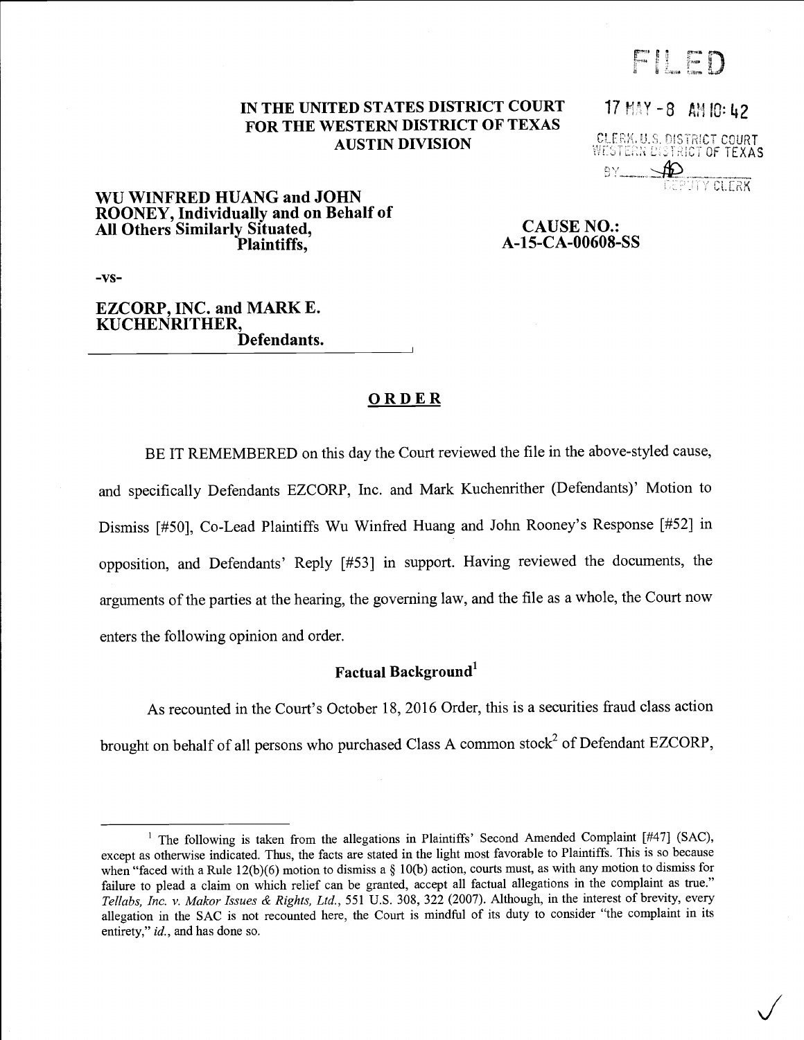FILED

17 MAY -8 AM 10:42

CLERK, U.S. DISTRICT COURT
WESTERN DISTRICT OF TEXAS
BY ________ DEPUTY CLERK

**IN THE UNITED STATES DISTRICT COURT**
**FOR THE WESTERN DISTRICT OF TEXAS**
**AUSTIN DIVISION**

**WU WINFRED HUANG and JOHN ROONEY, Individually and on Behalf of All Others Similarly Situated,**
**Plaintiffs,**

**-vs-**

**CAUSE NO.:**
**A-15-CA-00608-SS**

**EZCORP, INC. and MARK E. KUCHENRITHER,**
**Defendants.**

## ORDER

BE IT REMEMBERED on this day the Court reviewed the file in the above-styled cause, and specifically Defendants EZCORP, Inc. and Mark Kuchenrither (Defendants)' Motion to Dismiss [#50], Co-Lead Plaintiffs Wu Winfred Huang and John Rooney's Response [#52] in opposition, and Defendants' Reply [#53] in support. Having reviewed the documents, the arguments of the parties at the hearing, the governing law, and the file as a whole, the Court now enters the following opinion and order.

### Factual Background[1]

As recounted in the Court's October 18, 2016 Order, this is a securities fraud class action brought on behalf of all persons who purchased Class A common stock[2] of Defendant EZCORP,

---

[1] The following is taken from the allegations in Plaintiffs' Second Amended Complaint [#47] (SAC), except as otherwise indicated. Thus, the facts are stated in the light most favorable to Plaintiffs. This is so because when "faced with a Rule 12(b)(6) motion to dismiss a § 10(b) action, courts must, as with any motion to dismiss for failure to plead a claim on which relief can be granted, accept all factual allegations in the complaint as true." *Tellabs, Inc. v. Makor Issues & Rights, Ltd.*, 551 U.S. 308, 322 (2007). Although, in the interest of brevity, every allegation in the SAC is not recounted here, the Court is mindful of its duty to consider "the complaint in its entirety," *id.*, and has done so.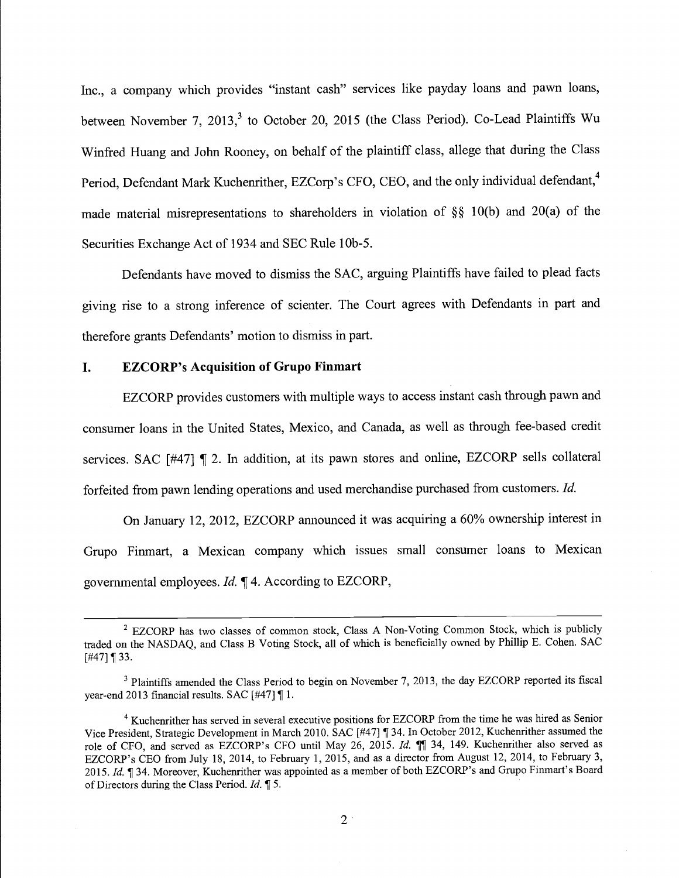Inc., a company which provides "instant cash" services like payday loans and pawn loans, between November 7, 2013,[3] to October 20, 2015 (the Class Period). Co-Lead Plaintiffs Wu Winfred Huang and John Rooney, on behalf of the plaintiff class, allege that during the Class Period, Defendant Mark Kuchenrither, EZCorp's CFO, CEO, and the only individual defendant,[4] made material misrepresentations to shareholders in violation of §§ 10(b) and 20(a) of the Securities Exchange Act of 1934 and SEC Rule 10b-5.

Defendants have moved to dismiss the SAC, arguing Plaintiffs have failed to plead facts giving rise to a strong inference of scienter. The Court agrees with Defendants in part and therefore grants Defendants' motion to dismiss in part.

## I. EZCORP's Acquisition of Grupo Finmart

EZCORP provides customers with multiple ways to access instant cash through pawn and consumer loans in the United States, Mexico, and Canada, as well as through fee-based credit services. SAC [#47] ¶ 2. In addition, at its pawn stores and online, EZCORP sells collateral forfeited from pawn lending operations and used merchandise purchased from customers. *Id.*

On January 12, 2012, EZCORP announced it was acquiring a 60% ownership interest in Grupo Finmart, a Mexican company which issues small consumer loans to Mexican governmental employees. *Id.* ¶ 4. According to EZCORP,

---

[2] EZCORP has two classes of common stock, Class A Non-Voting Common Stock, which is publicly traded on the NASDAQ, and Class B Voting Stock, all of which is beneficially owned by Phillip E. Cohen. SAC [#47] ¶ 33.

[3] Plaintiffs amended the Class Period to begin on November 7, 2013, the day EZCORP reported its fiscal year-end 2013 financial results. SAC [#47] ¶ 1.

[4] Kuchenrither has served in several executive positions for EZCORP from the time he was hired as Senior Vice President, Strategic Development in March 2010. SAC [#47] ¶ 34. In October 2012, Kuchenrither assumed the role of CFO, and served as EZCORP's CFO until May 26, 2015. *Id.* ¶¶ 34, 149. Kuchenrither also served as EZCORP's CEO from July 18, 2014, to February 1, 2015, and as a director from August 12, 2014, to February 3, 2015. *Id.* ¶ 34. Moreover, Kuchenrither was appointed as a member of both EZCORP's and Grupo Finmart's Board of Directors during the Class Period. *Id.* ¶ 5.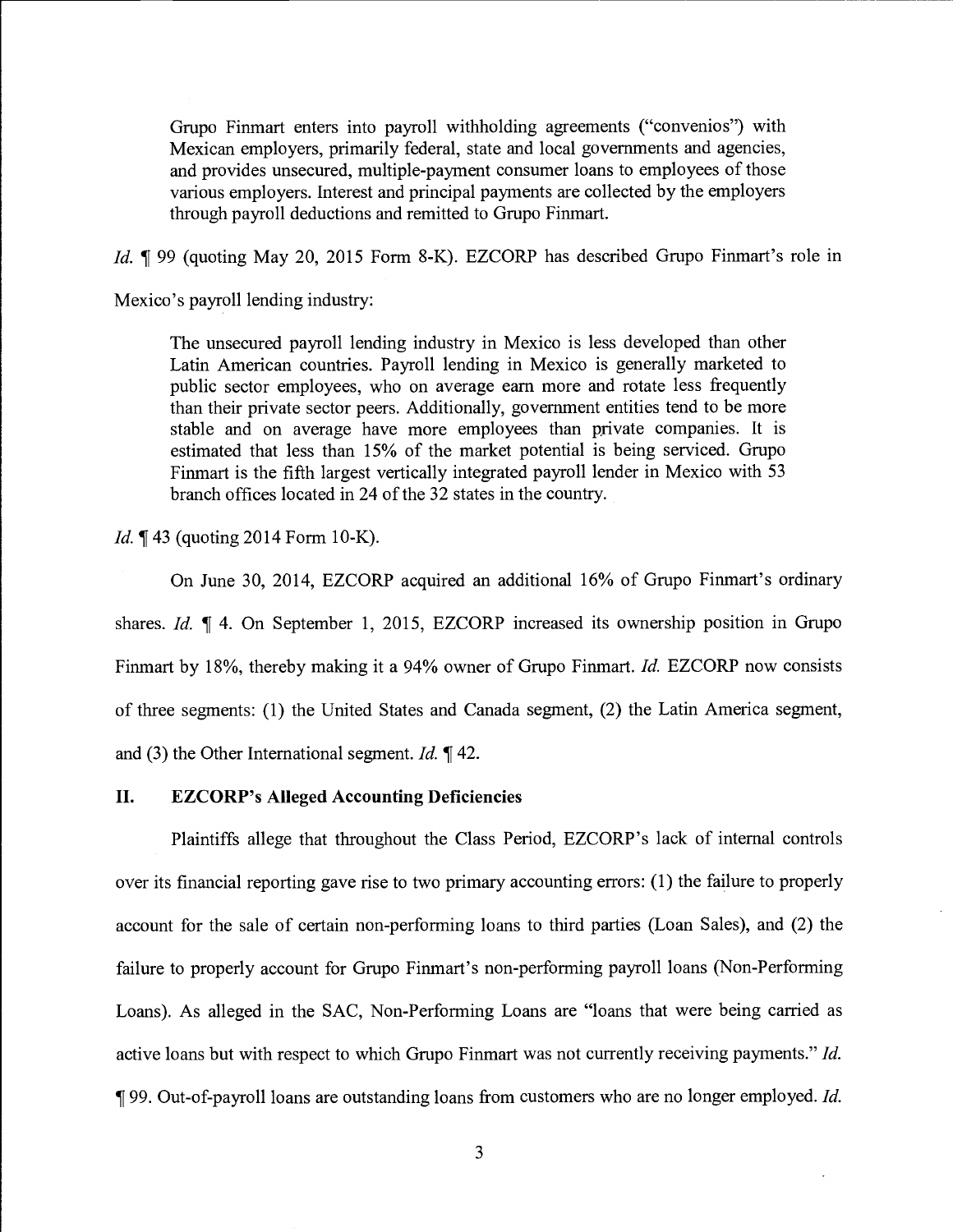> Grupo Finmart enters into payroll withholding agreements ("convenios") with Mexican employers, primarily federal, state and local governments and agencies, and provides unsecured, multiple-payment consumer loans to employees of those various employers. Interest and principal payments are collected by the employers through payroll deductions and remitted to Grupo Finmart.

*Id.* ¶ 99 (quoting May 20, 2015 Form 8-K). EZCORP has described Grupo Finmart's role in Mexico's payroll lending industry:

> The unsecured payroll lending industry in Mexico is less developed than other Latin American countries. Payroll lending in Mexico is generally marketed to public sector employees, who on average earn more and rotate less frequently than their private sector peers. Additionally, government entities tend to be more stable and on average have more employees than private companies. It is estimated that less than 15% of the market potential is being serviced. Grupo Finmart is the fifth largest vertically integrated payroll lender in Mexico with 53 branch offices located in 24 of the 32 states in the country.

*Id.* ¶ 43 (quoting 2014 Form 10-K).

On June 30, 2014, EZCORP acquired an additional 16% of Grupo Finmart's ordinary shares. *Id.* ¶ 4. On September 1, 2015, EZCORP increased its ownership position in Grupo Finmart by 18%, thereby making it a 94% owner of Grupo Finmart. *Id.* EZCORP now consists of three segments: (1) the United States and Canada segment, (2) the Latin America segment, and (3) the Other International segment. *Id.* ¶ 42.

## II. EZCORP's Alleged Accounting Deficiencies

Plaintiffs allege that throughout the Class Period, EZCORP's lack of internal controls over its financial reporting gave rise to two primary accounting errors: (1) the failure to properly account for the sale of certain non-performing loans to third parties (Loan Sales), and (2) the failure to properly account for Grupo Finmart's non-performing payroll loans (Non-Performing Loans). As alleged in the SAC, Non-Performing Loans are "loans that were being carried as active loans but with respect to which Grupo Finmart was not currently receiving payments." *Id.* ¶ 99. Out-of-payroll loans are outstanding loans from customers who are no longer employed. *Id.*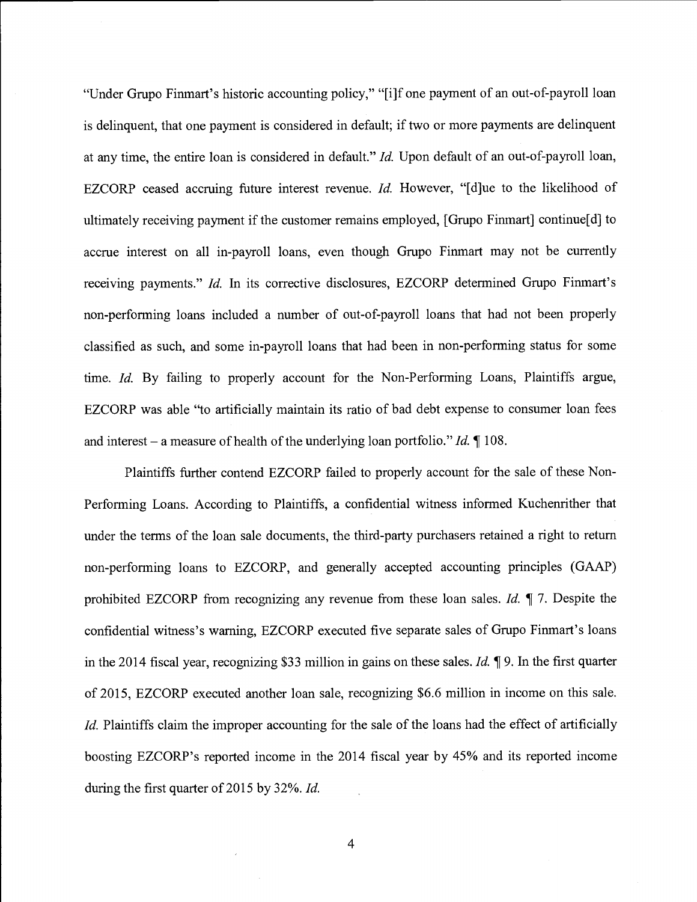"Under Grupo Finmart's historic accounting policy," "[i]f one payment of an out-of-payroll loan is delinquent, that one payment is considered in default; if two or more payments are delinquent at any time, the entire loan is considered in default." *Id.* Upon default of an out-of-payroll loan, EZCORP ceased accruing future interest revenue. *Id.* However, "[d]ue to the likelihood of ultimately receiving payment if the customer remains employed, [Grupo Finmart] continue[d] to accrue interest on all in-payroll loans, even though Grupo Finmart may not be currently receiving payments." *Id.* In its corrective disclosures, EZCORP determined Grupo Finmart's non-performing loans included a number of out-of-payroll loans that had not been properly classified as such, and some in-payroll loans that had been in non-performing status for some time. *Id.* By failing to properly account for the Non-Performing Loans, Plaintiffs argue, EZCORP was able "to artificially maintain its ratio of bad debt expense to consumer loan fees and interest – a measure of health of the underlying loan portfolio." *Id.* ¶ 108.

Plaintiffs further contend EZCORP failed to properly account for the sale of these Non-Performing Loans. According to Plaintiffs, a confidential witness informed Kuchenrither that under the terms of the loan sale documents, the third-party purchasers retained a right to return non-performing loans to EZCORP, and generally accepted accounting principles (GAAP) prohibited EZCORP from recognizing any revenue from these loan sales. *Id.* ¶ 7. Despite the confidential witness's warning, EZCORP executed five separate sales of Grupo Finmart's loans in the 2014 fiscal year, recognizing $33 million in gains on these sales. *Id.* ¶ 9. In the first quarter of 2015, EZCORP executed another loan sale, recognizing $6.6 million in income on this sale. *Id.* Plaintiffs claim the improper accounting for the sale of the loans had the effect of artificially boosting EZCORP's reported income in the 2014 fiscal year by 45% and its reported income during the first quarter of 2015 by 32%. *Id.*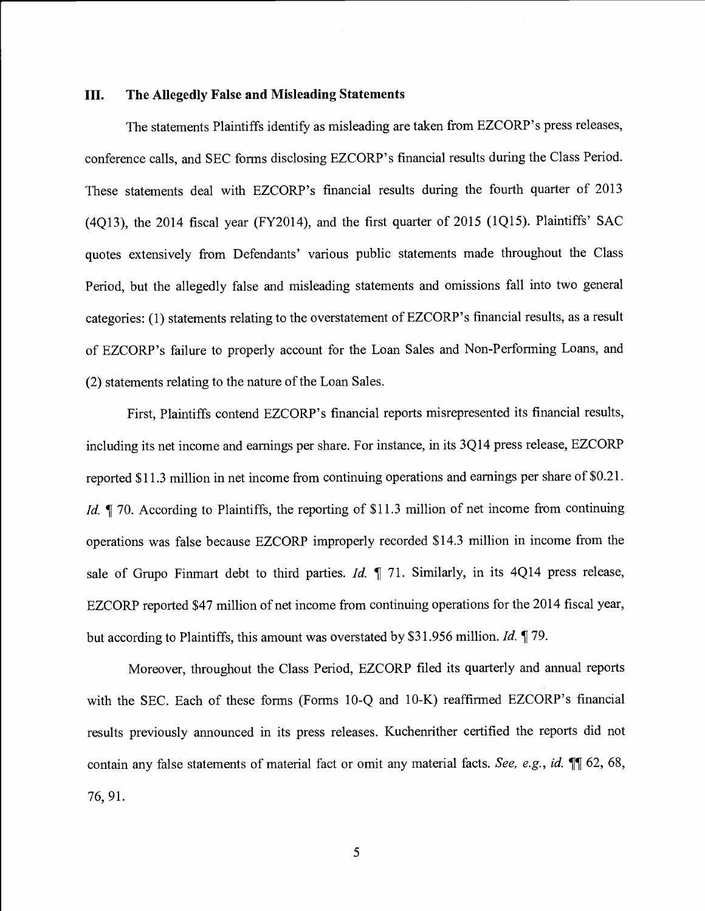## III. The Allegedly False and Misleading Statements

The statements Plaintiffs identify as misleading are taken from EZCORP's press releases, conference calls, and SEC forms disclosing EZCORP's financial results during the Class Period. These statements deal with EZCORP's financial results during the fourth quarter of 2013 (4Q13), the 2014 fiscal year (FY2014), and the first quarter of 2015 (1Q15). Plaintiffs' SAC quotes extensively from Defendants' various public statements made throughout the Class Period, but the allegedly false and misleading statements and omissions fall into two general categories: (1) statements relating to the overstatement of EZCORP's financial results, as a result of EZCORP's failure to properly account for the Loan Sales and Non-Performing Loans, and (2) statements relating to the nature of the Loan Sales.

First, Plaintiffs contend EZCORP's financial reports misrepresented its financial results, including its net income and earnings per share. For instance, in its 3Q14 press release, EZCORP reported $11.3 million in net income from continuing operations and earnings per share of $0.21. *Id.* ¶ 70. According to Plaintiffs, the reporting of $11.3 million of net income from continuing operations was false because EZCORP improperly recorded $14.3 million in income from the sale of Grupo Finmart debt to third parties. *Id.* ¶ 71. Similarly, in its 4Q14 press release, EZCORP reported $47 million of net income from continuing operations for the 2014 fiscal year, but according to Plaintiffs, this amount was overstated by $31.956 million. *Id.* ¶ 79.

Moreover, throughout the Class Period, EZCORP filed its quarterly and annual reports with the SEC. Each of these forms (Forms 10-Q and 10-K) reaffirmed EZCORP's financial results previously announced in its press releases. Kuchenrither certified the reports did not contain any false statements of material fact or omit any material facts. *See, e.g.*, *id.* ¶¶ 62, 68, 76, 91.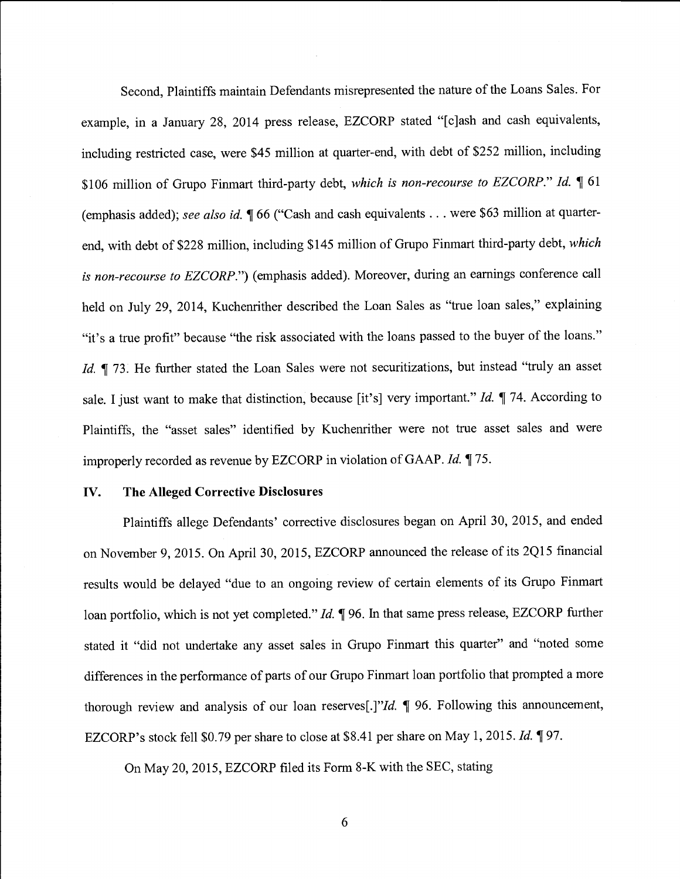Second, Plaintiffs maintain Defendants misrepresented the nature of the Loans Sales. For example, in a January 28, 2014 press release, EZCORP stated "[c]ash and cash equivalents, including restricted case, were $45 million at quarter-end, with debt of $252 million, including $106 million of Grupo Finmart third-party debt, *which is non-recourse to EZCORP*." *Id.* ¶ 61 (emphasis added); *see also id.* ¶ 66 ("Cash and cash equivalents . . . were $63 million at quarter-end, with debt of $228 million, including $145 million of Grupo Finmart third-party debt, *which is non-recourse to EZCORP*.") (emphasis added). Moreover, during an earnings conference call held on July 29, 2014, Kuchenrither described the Loan Sales as "true loan sales," explaining "it's a true profit" because "the risk associated with the loans passed to the buyer of the loans." *Id.* ¶ 73. He further stated the Loan Sales were not securitizations, but instead "truly an asset sale. I just want to make that distinction, because [it's] very important." *Id.* ¶ 74. According to Plaintiffs, the "asset sales" identified by Kuchenrither were not true asset sales and were improperly recorded as revenue by EZCORP in violation of GAAP. *Id.* ¶ 75.

## IV. The Alleged Corrective Disclosures

Plaintiffs allege Defendants' corrective disclosures began on April 30, 2015, and ended on November 9, 2015. On April 30, 2015, EZCORP announced the release of its 2Q15 financial results would be delayed "due to an ongoing review of certain elements of its Grupo Finmart loan portfolio, which is not yet completed." *Id.* ¶ 96. In that same press release, EZCORP further stated it "did not undertake any asset sales in Grupo Finmart this quarter" and "noted some differences in the performance of parts of our Grupo Finmart loan portfolio that prompted a more thorough review and analysis of our loan reserves[.]"*Id.* ¶ 96. Following this announcement, EZCORP's stock fell $0.79 per share to close at $8.41 per share on May 1, 2015. *Id.* ¶ 97.

On May 20, 2015, EZCORP filed its Form 8-K with the SEC, stating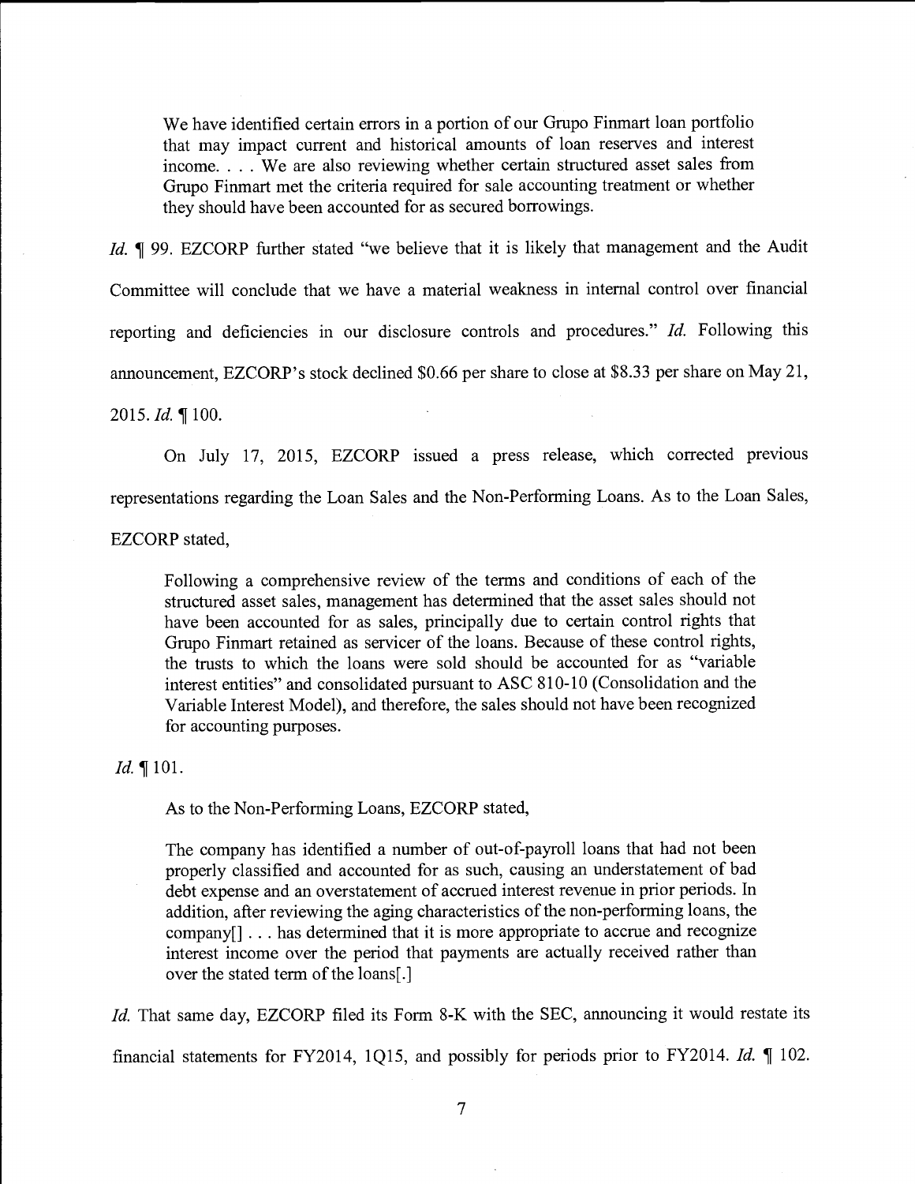> We have identified certain errors in a portion of our Grupo Finmart loan portfolio that may impact current and historical amounts of loan reserves and interest income. . . . We are also reviewing whether certain structured asset sales from Grupo Finmart met the criteria required for sale accounting treatment or whether they should have been accounted for as secured borrowings.

*Id.* ¶ 99. EZCORP further stated "we believe that it is likely that management and the Audit Committee will conclude that we have a material weakness in internal control over financial reporting and deficiencies in our disclosure controls and procedures." *Id.* Following this announcement, EZCORP's stock declined $0.66 per share to close at $8.33 per share on May 21, 2015. *Id.* ¶ 100.

On July 17, 2015, EZCORP issued a press release, which corrected previous representations regarding the Loan Sales and the Non-Performing Loans. As to the Loan Sales, EZCORP stated,

> Following a comprehensive review of the terms and conditions of each of the structured asset sales, management has determined that the asset sales should not have been accounted for as sales, principally due to certain control rights that Grupo Finmart retained as servicer of the loans. Because of these control rights, the trusts to which the loans were sold should be accounted for as "variable interest entities" and consolidated pursuant to ASC 810-10 (Consolidation and the Variable Interest Model), and therefore, the sales should not have been recognized for accounting purposes.

*Id.* ¶ 101.

As to the Non-Performing Loans, EZCORP stated,

> The company has identified a number of out-of-payroll loans that had not been properly classified and accounted for as such, causing an understatement of bad debt expense and an overstatement of accrued interest revenue in prior periods. In addition, after reviewing the aging characteristics of the non-performing loans, the company[] . . . has determined that it is more appropriate to accrue and recognize interest income over the period that payments are actually received rather than over the stated term of the loans[.]

*Id.* That same day, EZCORP filed its Form 8-K with the SEC, announcing it would restate its financial statements for FY2014, 1Q15, and possibly for periods prior to FY2014. *Id.* ¶ 102.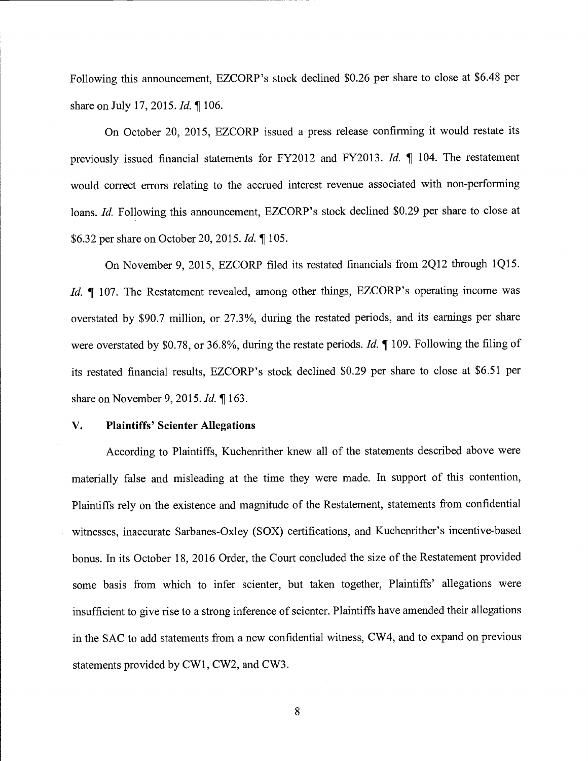Following this announcement, EZCORP's stock declined $0.26 per share to close at $6.48 per share on July 17, 2015. *Id.* ¶ 106.

On October 20, 2015, EZCORP issued a press release confirming it would restate its previously issued financial statements for FY2012 and FY2013. *Id.* ¶ 104. The restatement would correct errors relating to the accrued interest revenue associated with non-performing loans. *Id.* Following this announcement, EZCORP's stock declined $0.29 per share to close at $6.32 per share on October 20, 2015. *Id.* ¶ 105.

On November 9, 2015, EZCORP filed its restated financials from 2Q12 through 1Q15. *Id.* ¶ 107. The Restatement revealed, among other things, EZCORP's operating income was overstated by $90.7 million, or 27.3%, during the restated periods, and its earnings per share were overstated by $0.78, or 36.8%, during the restate periods. *Id.* ¶ 109. Following the filing of its restated financial results, EZCORP's stock declined $0.29 per share to close at $6.51 per share on November 9, 2015. *Id.* ¶ 163.

## V. Plaintiffs' Scienter Allegations

According to Plaintiffs, Kuchenrither knew all of the statements described above were materially false and misleading at the time they were made. In support of this contention, Plaintiffs rely on the existence and magnitude of the Restatement, statements from confidential witnesses, inaccurate Sarbanes-Oxley (SOX) certifications, and Kuchenrither's incentive-based bonus. In its October 18, 2016 Order, the Court concluded the size of the Restatement provided some basis from which to infer scienter, but taken together, Plaintiffs' allegations were insufficient to give rise to a strong inference of scienter. Plaintiffs have amended their allegations in the SAC to add statements from a new confidential witness, CW4, and to expand on previous statements provided by CW1, CW2, and CW3.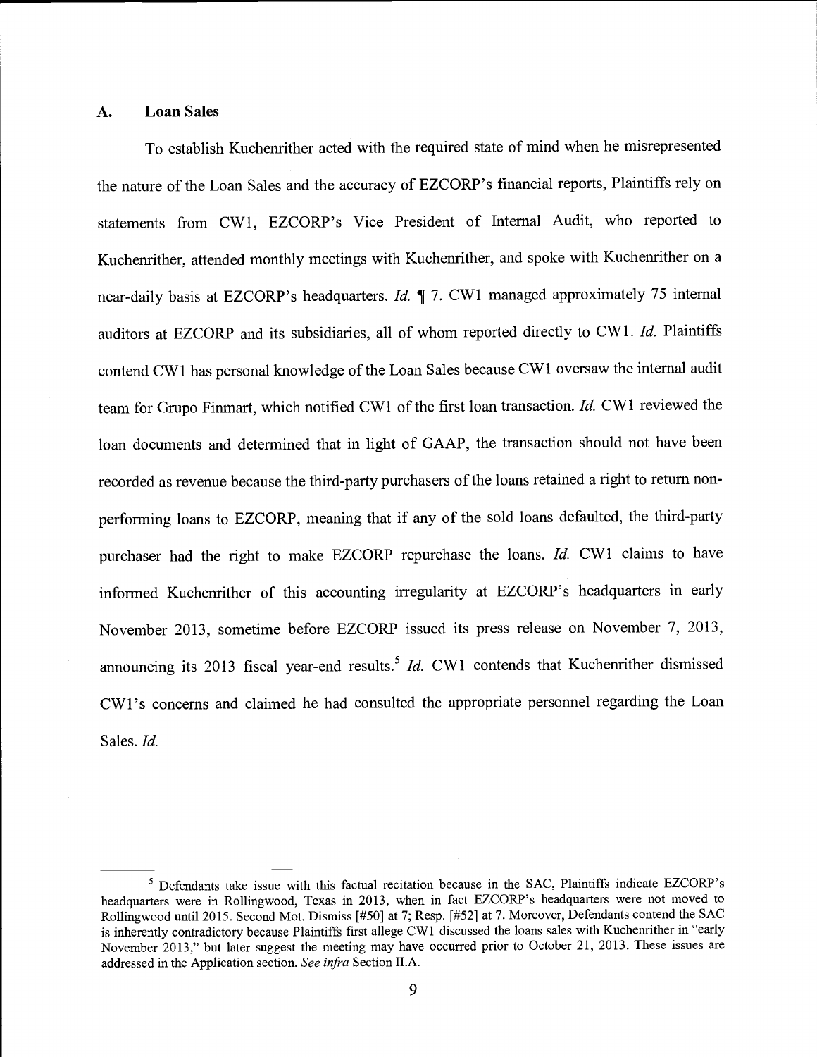### A. Loan Sales

To establish Kuchenrither acted with the required state of mind when he misrepresented the nature of the Loan Sales and the accuracy of EZCORP's financial reports, Plaintiffs rely on statements from CW1, EZCORP's Vice President of Internal Audit, who reported to Kuchenrither, attended monthly meetings with Kuchenrither, and spoke with Kuchenrither on a near-daily basis at EZCORP's headquarters. *Id.* ¶ 7. CW1 managed approximately 75 internal auditors at EZCORP and its subsidiaries, all of whom reported directly to CW1. *Id.* Plaintiffs contend CW1 has personal knowledge of the Loan Sales because CW1 oversaw the internal audit team for Grupo Finmart, which notified CW1 of the first loan transaction. *Id.* CW1 reviewed the loan documents and determined that in light of GAAP, the transaction should not have been recorded as revenue because the third-party purchasers of the loans retained a right to return non-performing loans to EZCORP, meaning that if any of the sold loans defaulted, the third-party purchaser had the right to make EZCORP repurchase the loans. *Id.* CW1 claims to have informed Kuchenrither of this accounting irregularity at EZCORP's headquarters in early November 2013, sometime before EZCORP issued its press release on November 7, 2013, announcing its 2013 fiscal year-end results.[5] *Id.* CW1 contends that Kuchenrither dismissed CW1's concerns and claimed he had consulted the appropriate personnel regarding the Loan Sales. *Id.*

---

[5] Defendants take issue with this factual recitation because in the SAC, Plaintiffs indicate EZCORP's headquarters were in Rollingwood, Texas in 2013, when in fact EZCORP's headquarters were not moved to Rollingwood until 2015. Second Mot. Dismiss [#50] at 7; Resp. [#52] at 7. Moreover, Defendants contend the SAC is inherently contradictory because Plaintiffs first allege CW1 discussed the loans sales with Kuchenrither in "early November 2013," but later suggest the meeting may have occurred prior to October 21, 2013. These issues are addressed in the Application section. *See infra* Section II.A.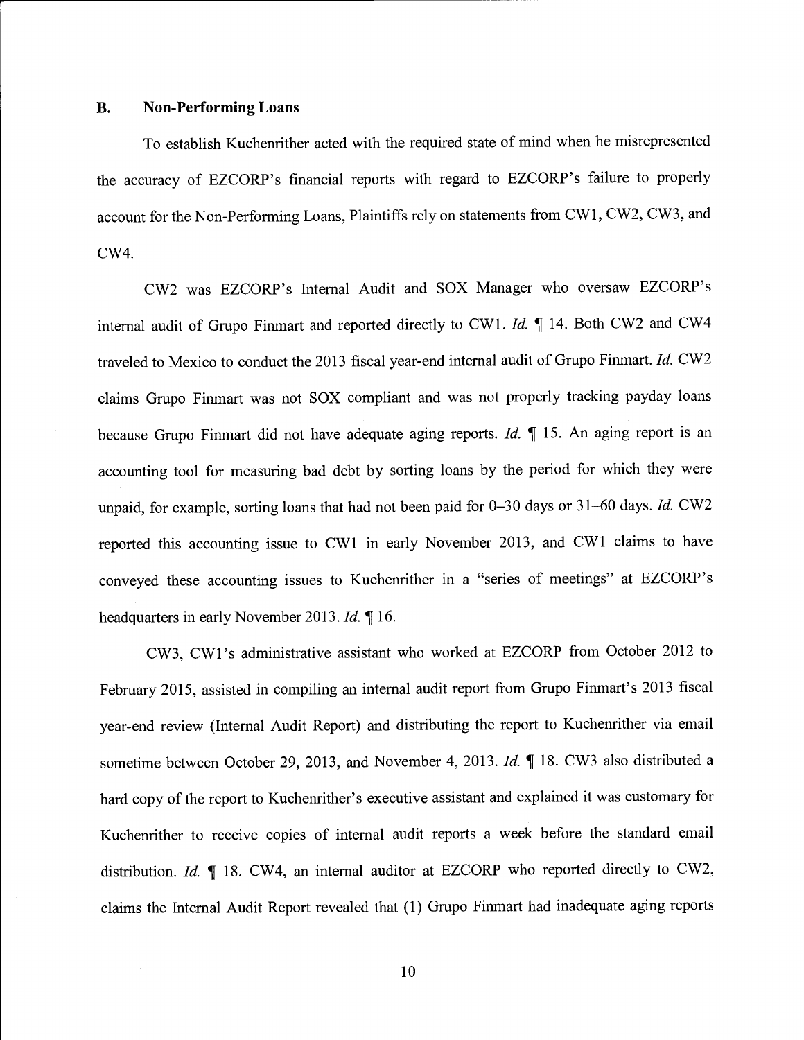### B. Non-Performing Loans

To establish Kuchenrither acted with the required state of mind when he misrepresented the accuracy of EZCORP's financial reports with regard to EZCORP's failure to properly account for the Non-Performing Loans, Plaintiffs rely on statements from CW1, CW2, CW3, and CW4.

CW2 was EZCORP's Internal Audit and SOX Manager who oversaw EZCORP's internal audit of Grupo Finmart and reported directly to CW1. *Id.* ¶ 14. Both CW2 and CW4 traveled to Mexico to conduct the 2013 fiscal year-end internal audit of Grupo Finmart. *Id.* CW2 claims Grupo Finmart was not SOX compliant and was not properly tracking payday loans because Grupo Finmart did not have adequate aging reports. *Id.* ¶ 15. An aging report is an accounting tool for measuring bad debt by sorting loans by the period for which they were unpaid, for example, sorting loans that had not been paid for 0–30 days or 31–60 days. *Id.* CW2 reported this accounting issue to CW1 in early November 2013, and CW1 claims to have conveyed these accounting issues to Kuchenrither in a "series of meetings" at EZCORP's headquarters in early November 2013. *Id.* ¶ 16.

CW3, CW1's administrative assistant who worked at EZCORP from October 2012 to February 2015, assisted in compiling an internal audit report from Grupo Finmart's 2013 fiscal year-end review (Internal Audit Report) and distributing the report to Kuchenrither via email sometime between October 29, 2013, and November 4, 2013. *Id.* ¶ 18. CW3 also distributed a hard copy of the report to Kuchenrither's executive assistant and explained it was customary for Kuchenrither to receive copies of internal audit reports a week before the standard email distribution. *Id.* ¶ 18. CW4, an internal auditor at EZCORP who reported directly to CW2, claims the Internal Audit Report revealed that (1) Grupo Finmart had inadequate aging reports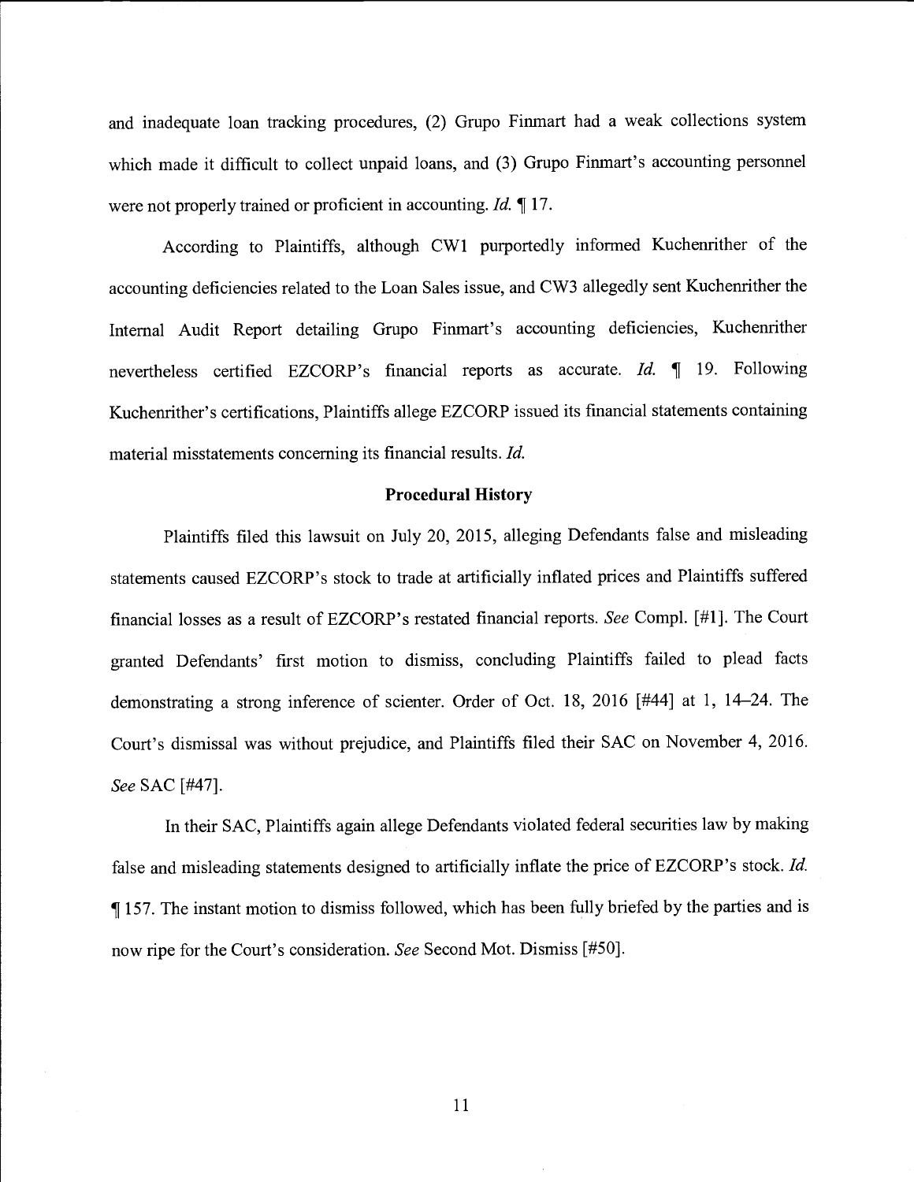and inadequate loan tracking procedures, (2) Grupo Finmart had a weak collections system which made it difficult to collect unpaid loans, and (3) Grupo Finmart's accounting personnel were not properly trained or proficient in accounting. *Id.* ¶ 17.

According to Plaintiffs, although CW1 purportedly informed Kuchenrither of the accounting deficiencies related to the Loan Sales issue, and CW3 allegedly sent Kuchenrither the Internal Audit Report detailing Grupo Finmart's accounting deficiencies, Kuchenrither nevertheless certified EZCORP's financial reports as accurate. *Id.* ¶ 19. Following Kuchenrither's certifications, Plaintiffs allege EZCORP issued its financial statements containing material misstatements concerning its financial results. *Id.*

## Procedural History

Plaintiffs filed this lawsuit on July 20, 2015, alleging Defendants false and misleading statements caused EZCORP's stock to trade at artificially inflated prices and Plaintiffs suffered financial losses as a result of EZCORP's restated financial reports. *See* Compl. [#1]. The Court granted Defendants' first motion to dismiss, concluding Plaintiffs failed to plead facts demonstrating a strong inference of scienter. Order of Oct. 18, 2016 [#44] at 1, 14–24. The Court's dismissal was without prejudice, and Plaintiffs filed their SAC on November 4, 2016. *See* SAC [#47].

In their SAC, Plaintiffs again allege Defendants violated federal securities law by making false and misleading statements designed to artificially inflate the price of EZCORP's stock. *Id.* ¶ 157. The instant motion to dismiss followed, which has been fully briefed by the parties and is now ripe for the Court's consideration. *See* Second Mot. Dismiss [#50].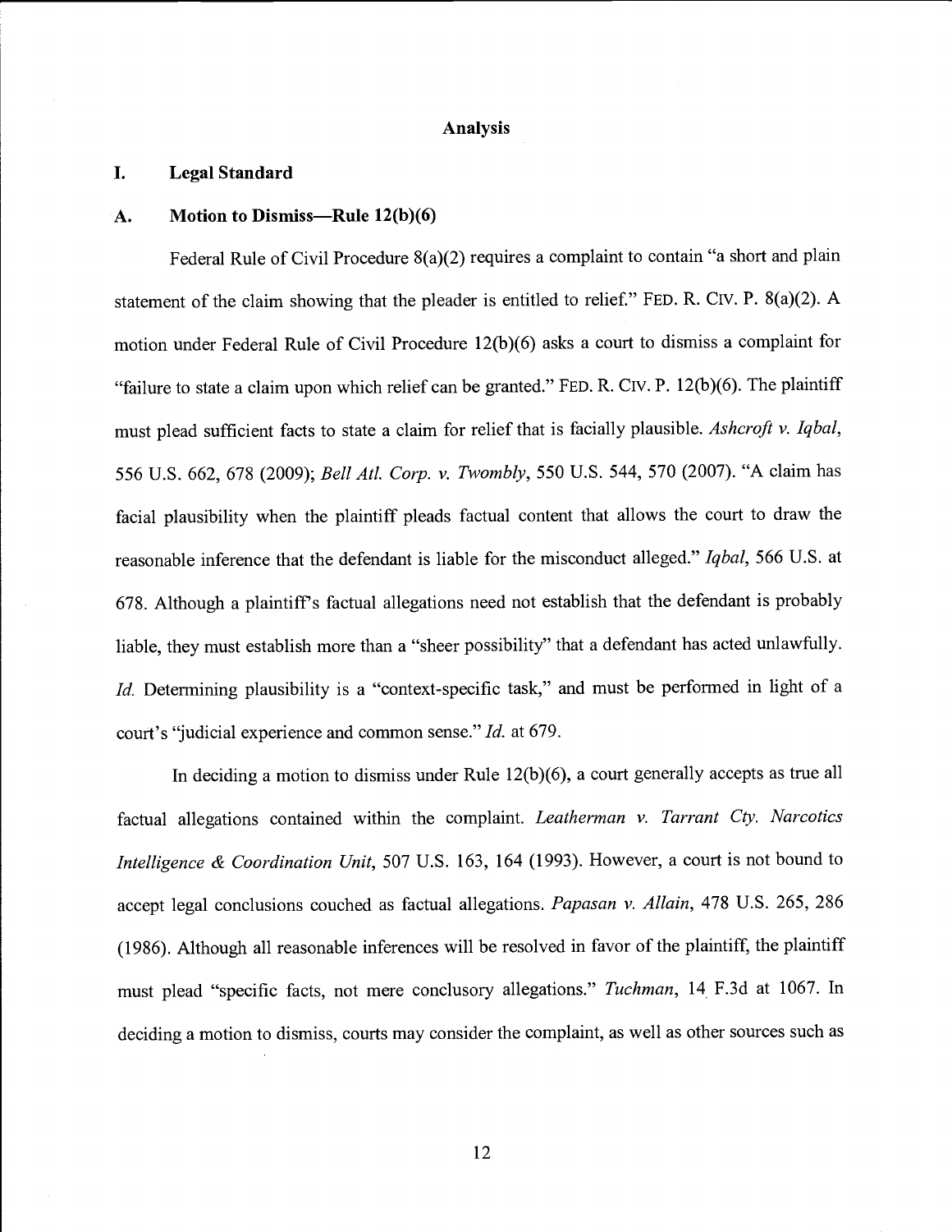## Analysis

### I. Legal Standard

### A. Motion to Dismiss—Rule 12(b)(6)

Federal Rule of Civil Procedure 8(a)(2) requires a complaint to contain "a short and plain statement of the claim showing that the pleader is entitled to relief." FED. R. CIV. P. 8(a)(2). A motion under Federal Rule of Civil Procedure 12(b)(6) asks a court to dismiss a complaint for "failure to state a claim upon which relief can be granted." FED. R. CIV. P. 12(b)(6). The plaintiff must plead sufficient facts to state a claim for relief that is facially plausible. *Ashcroft v. Iqbal*, 556 U.S. 662, 678 (2009); *Bell Atl. Corp. v. Twombly*, 550 U.S. 544, 570 (2007). "A claim has facial plausibility when the plaintiff pleads factual content that allows the court to draw the reasonable inference that the defendant is liable for the misconduct alleged." *Iqbal*, 566 U.S. at 678. Although a plaintiff's factual allegations need not establish that the defendant is probably liable, they must establish more than a "sheer possibility" that a defendant has acted unlawfully. *Id.* Determining plausibility is a "context-specific task," and must be performed in light of a court's "judicial experience and common sense." *Id.* at 679.

In deciding a motion to dismiss under Rule 12(b)(6), a court generally accepts as true all factual allegations contained within the complaint. *Leatherman v. Tarrant Cty. Narcotics Intelligence & Coordination Unit*, 507 U.S. 163, 164 (1993). However, a court is not bound to accept legal conclusions couched as factual allegations. *Papasan v. Allain*, 478 U.S. 265, 286 (1986). Although all reasonable inferences will be resolved in favor of the plaintiff, the plaintiff must plead "specific facts, not mere conclusory allegations." *Tuchman*, 14 F.3d at 1067. In deciding a motion to dismiss, courts may consider the complaint, as well as other sources such as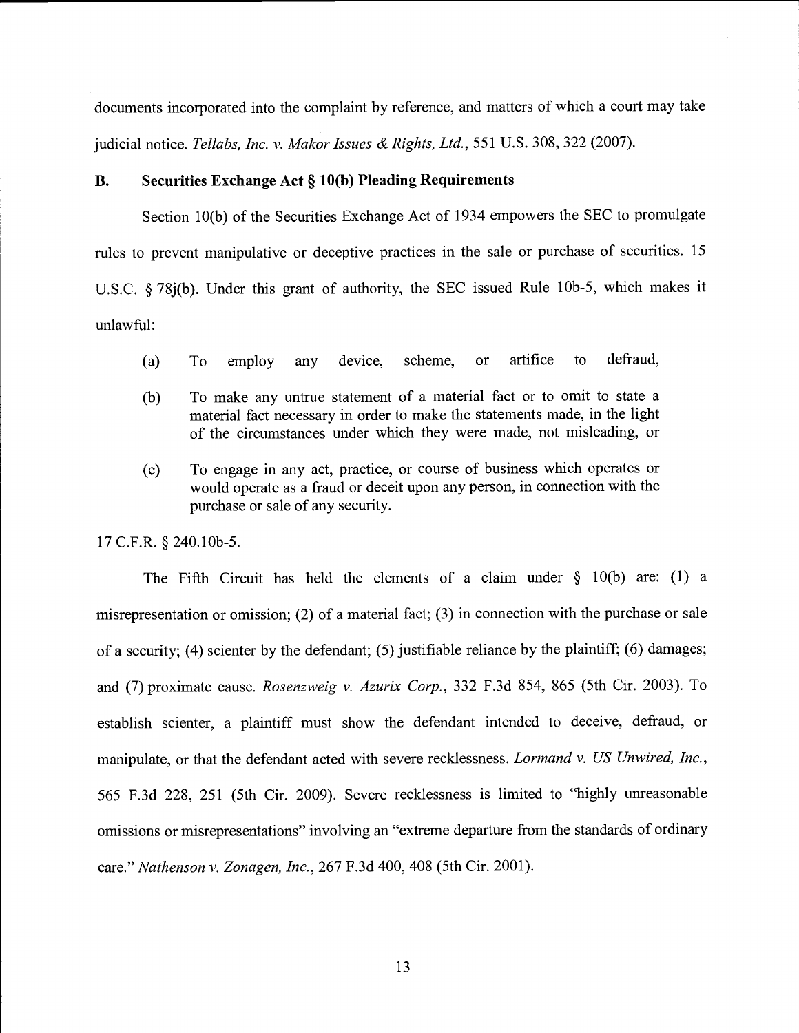documents incorporated into the complaint by reference, and matters of which a court may take judicial notice. *Tellabs, Inc. v. Makor Issues & Rights, Ltd.*, 551 U.S. 308, 322 (2007).

### B. Securities Exchange Act § 10(b) Pleading Requirements

Section 10(b) of the Securities Exchange Act of 1934 empowers the SEC to promulgate rules to prevent manipulative or deceptive practices in the sale or purchase of securities. 15 U.S.C. § 78j(b). Under this grant of authority, the SEC issued Rule 10b-5, which makes it unlawful:

> (a) To employ any device, scheme, or artifice to defraud,
>
> (b) To make any untrue statement of a material fact or to omit to state a material fact necessary in order to make the statements made, in the light of the circumstances under which they were made, not misleading, or
>
> (c) To engage in any act, practice, or course of business which operates or would operate as a fraud or deceit upon any person, in connection with the purchase or sale of any security.

17 C.F.R. § 240.10b-5.

The Fifth Circuit has held the elements of a claim under § 10(b) are: (1) a misrepresentation or omission; (2) of a material fact; (3) in connection with the purchase or sale of a security; (4) scienter by the defendant; (5) justifiable reliance by the plaintiff; (6) damages; and (7) proximate cause. *Rosenzweig v. Azurix Corp.*, 332 F.3d 854, 865 (5th Cir. 2003). To establish scienter, a plaintiff must show the defendant intended to deceive, defraud, or manipulate, or that the defendant acted with severe recklessness. *Lormand v. US Unwired, Inc.*, 565 F.3d 228, 251 (5th Cir. 2009). Severe recklessness is limited to "highly unreasonable omissions or misrepresentations" involving an "extreme departure from the standards of ordinary care." *Nathenson v. Zonagen, Inc.*, 267 F.3d 400, 408 (5th Cir. 2001).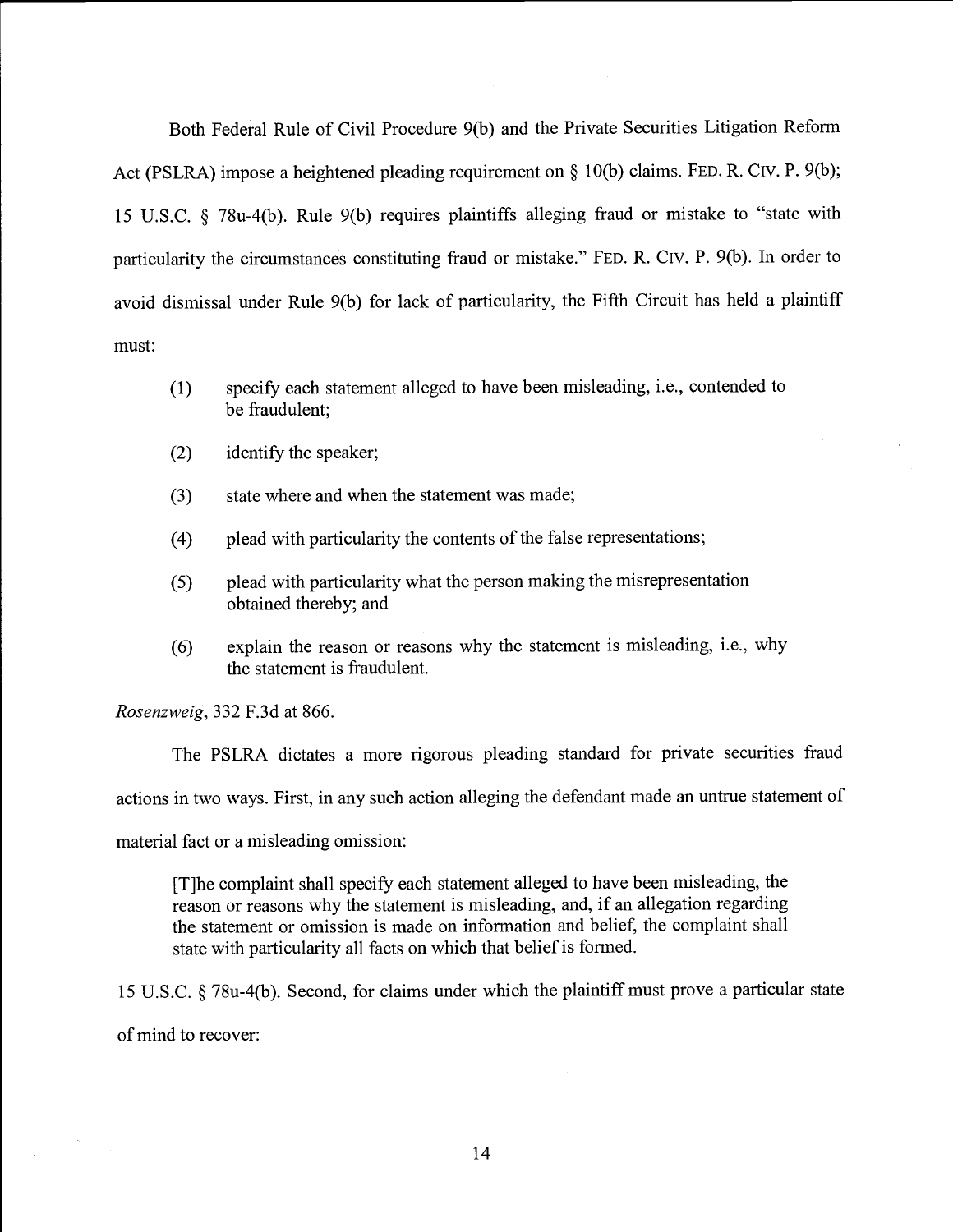Both Federal Rule of Civil Procedure 9(b) and the Private Securities Litigation Reform Act (PSLRA) impose a heightened pleading requirement on § 10(b) claims. FED. R. CIV. P. 9(b); 15 U.S.C. § 78u-4(b). Rule 9(b) requires plaintiffs alleging fraud or mistake to "state with particularity the circumstances constituting fraud or mistake." FED. R. CIV. P. 9(b). In order to avoid dismissal under Rule 9(b) for lack of particularity, the Fifth Circuit has held a plaintiff must:

> (1) specify each statement alleged to have been misleading, i.e., contended to be fraudulent;
>
> (2) identify the speaker;
>
> (3) state where and when the statement was made;
>
> (4) plead with particularity the contents of the false representations;
>
> (5) plead with particularity what the person making the misrepresentation obtained thereby; and
>
> (6) explain the reason or reasons why the statement is misleading, i.e., why the statement is fraudulent.

*Rosenzweig*, 332 F.3d at 866.

The PSLRA dictates a more rigorous pleading standard for private securities fraud actions in two ways. First, in any such action alleging the defendant made an untrue statement of material fact or a misleading omission:

> [T]he complaint shall specify each statement alleged to have been misleading, the reason or reasons why the statement is misleading, and, if an allegation regarding the statement or omission is made on information and belief, the complaint shall state with particularity all facts on which that belief is formed.

15 U.S.C. § 78u-4(b). Second, for claims under which the plaintiff must prove a particular state of mind to recover: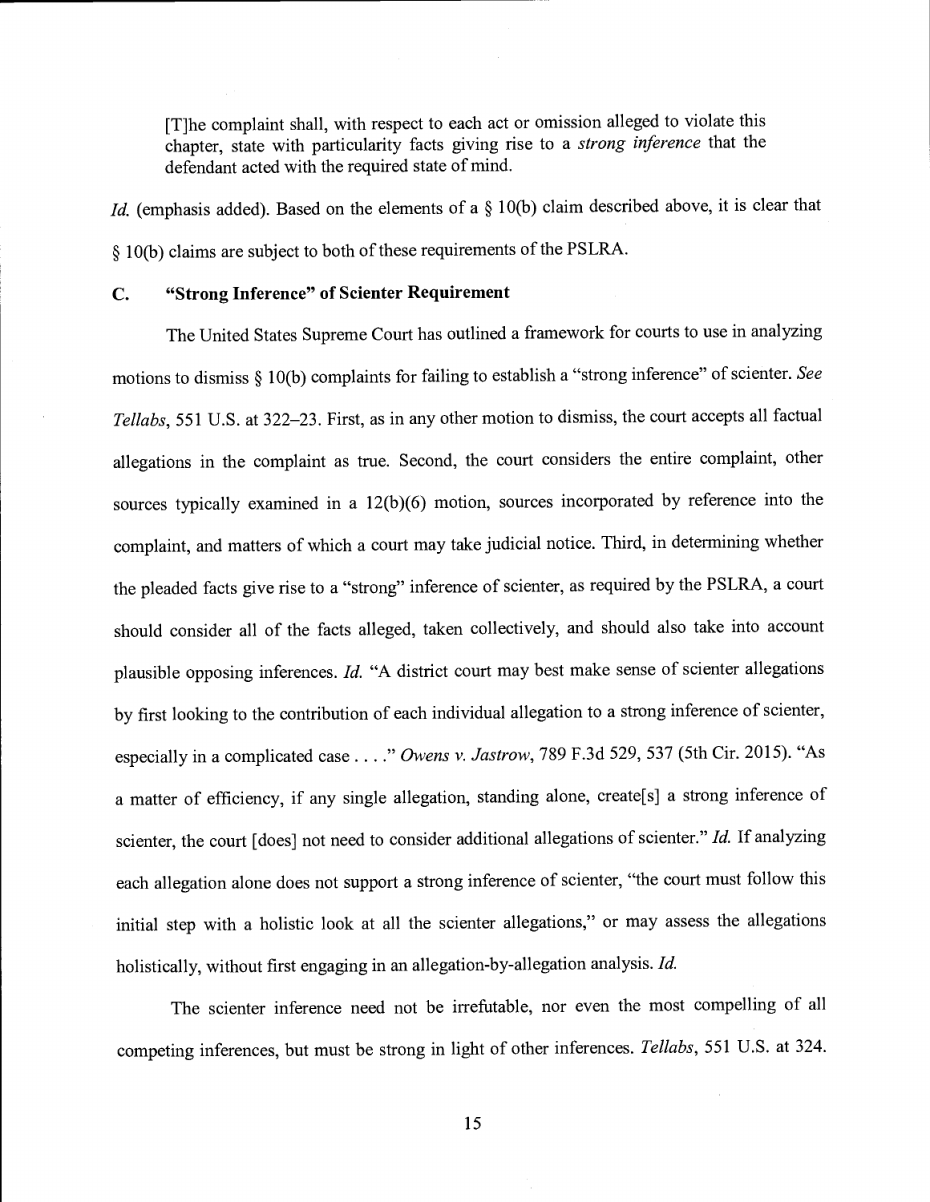> [T]he complaint shall, with respect to each act or omission alleged to violate this chapter, state with particularity facts giving rise to a *strong inference* that the defendant acted with the required state of mind.

*Id.* (emphasis added). Based on the elements of a § 10(b) claim described above, it is clear that § 10(b) claims are subject to both of these requirements of the PSLRA.

### C. "Strong Inference" of Scienter Requirement

The United States Supreme Court has outlined a framework for courts to use in analyzing motions to dismiss § 10(b) complaints for failing to establish a "strong inference" of scienter. *See Tellabs*, 551 U.S. at 322–23. First, as in any other motion to dismiss, the court accepts all factual allegations in the complaint as true. Second, the court considers the entire complaint, other sources typically examined in a 12(b)(6) motion, sources incorporated by reference into the complaint, and matters of which a court may take judicial notice. Third, in determining whether the pleaded facts give rise to a "strong" inference of scienter, as required by the PSLRA, a court should consider all of the facts alleged, taken collectively, and should also take into account plausible opposing inferences. *Id.* "A district court may best make sense of scienter allegations by first looking to the contribution of each individual allegation to a strong inference of scienter, especially in a complicated case . . . ." *Owens v. Jastrow*, 789 F.3d 529, 537 (5th Cir. 2015). "As a matter of efficiency, if any single allegation, standing alone, create[s] a strong inference of scienter, the court [does] not need to consider additional allegations of scienter." *Id.* If analyzing each allegation alone does not support a strong inference of scienter, "the court must follow this initial step with a holistic look at all the scienter allegations," or may assess the allegations holistically, without first engaging in an allegation-by-allegation analysis. *Id.*

The scienter inference need not be irrefutable, nor even the most compelling of all competing inferences, but must be strong in light of other inferences. *Tellabs*, 551 U.S. at 324.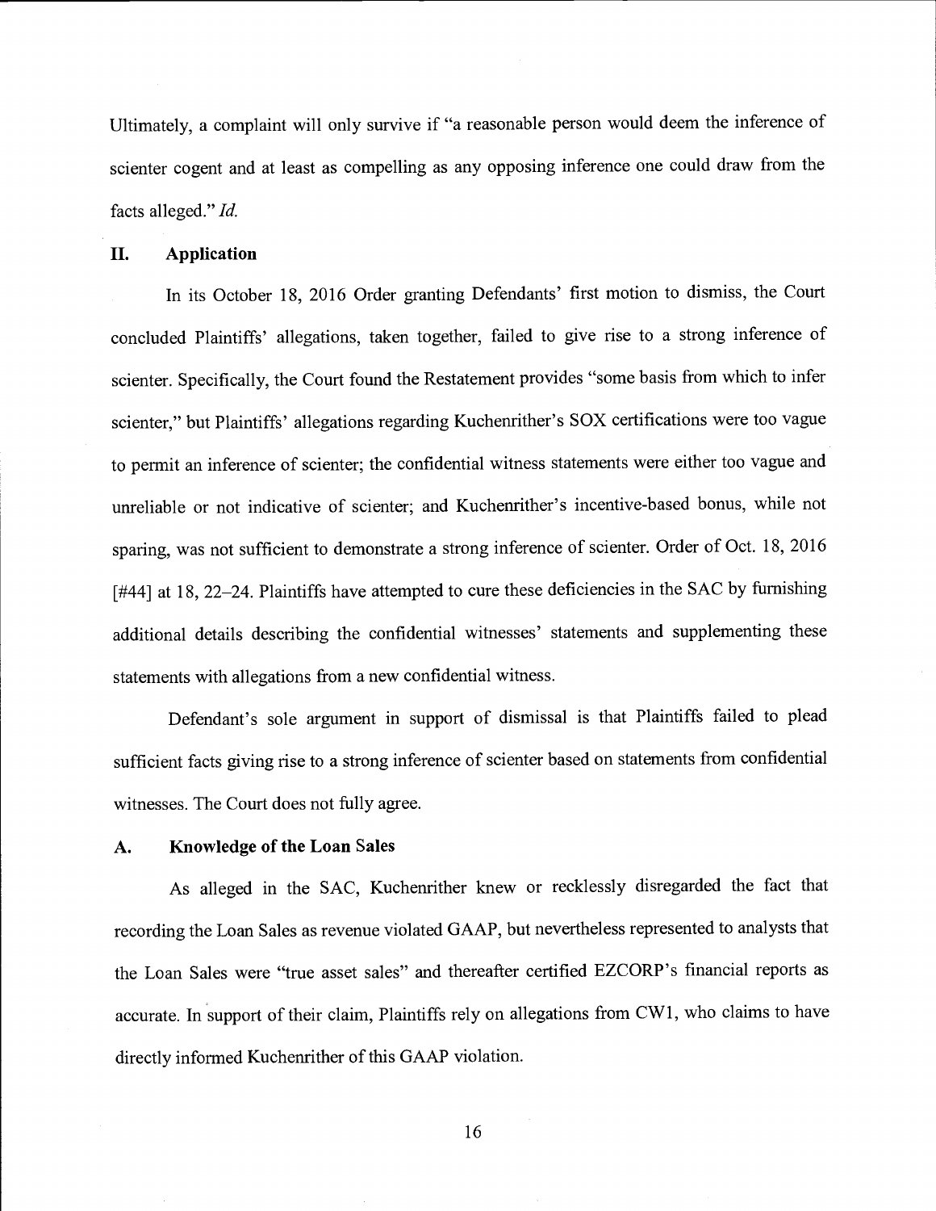Ultimately, a complaint will only survive if "a reasonable person would deem the inference of scienter cogent and at least as compelling as any opposing inference one could draw from the facts alleged." *Id.*

## II. Application

In its October 18, 2016 Order granting Defendants' first motion to dismiss, the Court concluded Plaintiffs' allegations, taken together, failed to give rise to a strong inference of scienter. Specifically, the Court found the Restatement provides "some basis from which to infer scienter," but Plaintiffs' allegations regarding Kuchenrither's SOX certifications were too vague to permit an inference of scienter; the confidential witness statements were either too vague and unreliable or not indicative of scienter; and Kuchenrither's incentive-based bonus, while not sparing, was not sufficient to demonstrate a strong inference of scienter. Order of Oct. 18, 2016 [#44] at 18, 22–24. Plaintiffs have attempted to cure these deficiencies in the SAC by furnishing additional details describing the confidential witnesses' statements and supplementing these statements with allegations from a new confidential witness.

Defendant's sole argument in support of dismissal is that Plaintiffs failed to plead sufficient facts giving rise to a strong inference of scienter based on statements from confidential witnesses. The Court does not fully agree.

### A. Knowledge of the Loan Sales

As alleged in the SAC, Kuchenrither knew or recklessly disregarded the fact that recording the Loan Sales as revenue violated GAAP, but nevertheless represented to analysts that the Loan Sales were "true asset sales" and thereafter certified EZCORP's financial reports as accurate. In support of their claim, Plaintiffs rely on allegations from CW1, who claims to have directly informed Kuchenrither of this GAAP violation.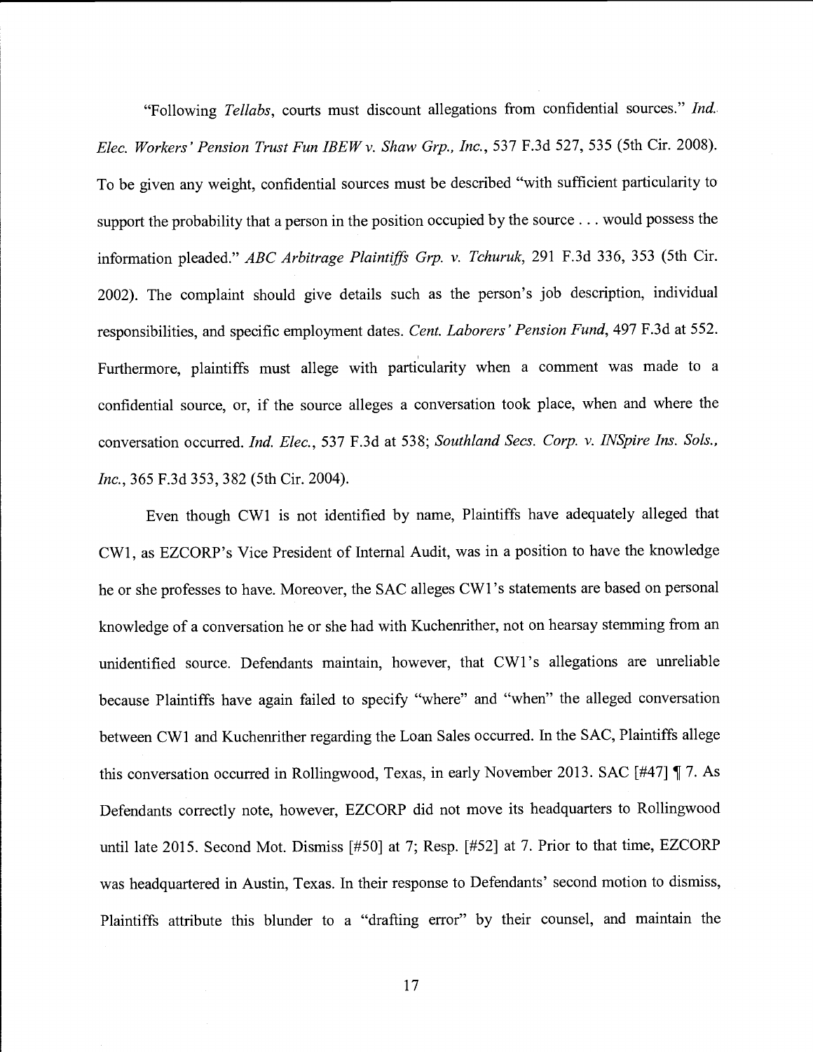"Following *Tellabs*, courts must discount allegations from confidential sources." *Ind. Elec. Workers' Pension Trust Fun IBEW v. Shaw Grp., Inc.*, 537 F.3d 527, 535 (5th Cir. 2008). To be given any weight, confidential sources must be described "with sufficient particularity to support the probability that a person in the position occupied by the source . . . would possess the information pleaded." *ABC Arbitrage Plaintiffs Grp. v. Tchuruk*, 291 F.3d 336, 353 (5th Cir. 2002). The complaint should give details such as the person's job description, individual responsibilities, and specific employment dates. *Cent. Laborers' Pension Fund*, 497 F.3d at 552. Furthermore, plaintiffs must allege with particularity when a comment was made to a confidential source, or, if the source alleges a conversation took place, when and where the conversation occurred. *Ind. Elec.*, 537 F.3d at 538; *Southland Secs. Corp. v. INSpire Ins. Sols., Inc.*, 365 F.3d 353, 382 (5th Cir. 2004).

Even though CW1 is not identified by name, Plaintiffs have adequately alleged that CW1, as EZCORP's Vice President of Internal Audit, was in a position to have the knowledge he or she professes to have. Moreover, the SAC alleges CW1's statements are based on personal knowledge of a conversation he or she had with Kuchenrither, not on hearsay stemming from an unidentified source. Defendants maintain, however, that CW1's allegations are unreliable because Plaintiffs have again failed to specify "where" and "when" the alleged conversation between CW1 and Kuchenrither regarding the Loan Sales occurred. In the SAC, Plaintiffs allege this conversation occurred in Rollingwood, Texas, in early November 2013. SAC [#47] ¶ 7. As Defendants correctly note, however, EZCORP did not move its headquarters to Rollingwood until late 2015. Second Mot. Dismiss [#50] at 7; Resp. [#52] at 7. Prior to that time, EZCORP was headquartered in Austin, Texas. In their response to Defendants' second motion to dismiss, Plaintiffs attribute this blunder to a "drafting error" by their counsel, and maintain the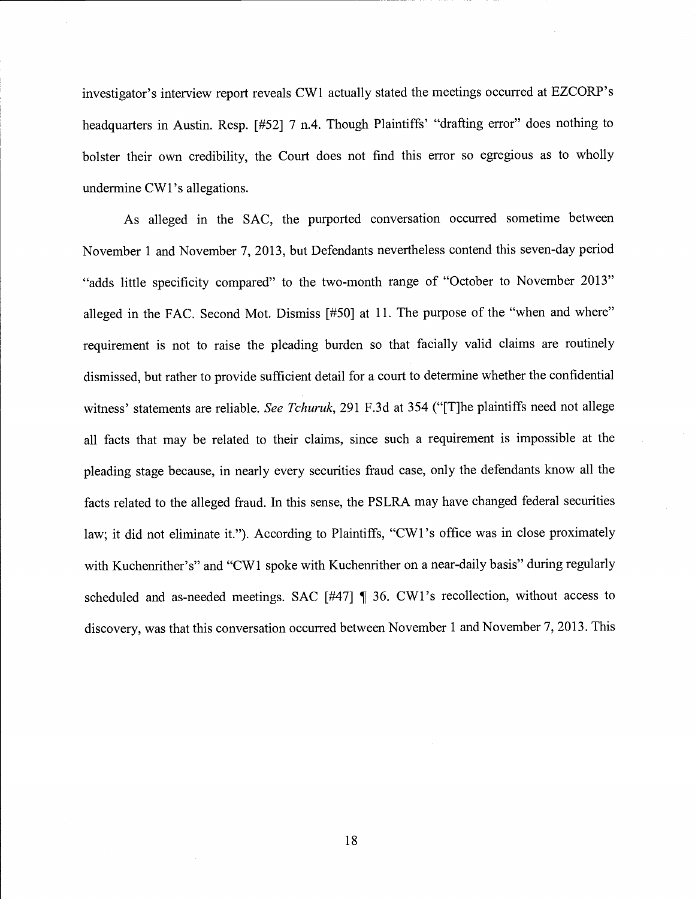investigator's interview report reveals CW1 actually stated the meetings occurred at EZCORP's headquarters in Austin. Resp. [#52] 7 n.4. Though Plaintiffs' "drafting error" does nothing to bolster their own credibility, the Court does not find this error so egregious as to wholly undermine CW1's allegations.

As alleged in the SAC, the purported conversation occurred sometime between November 1 and November 7, 2013, but Defendants nevertheless contend this seven-day period "adds little specificity compared" to the two-month range of "October to November 2013" alleged in the FAC. Second Mot. Dismiss [#50] at 11. The purpose of the "when and where" requirement is not to raise the pleading burden so that facially valid claims are routinely dismissed, but rather to provide sufficient detail for a court to determine whether the confidential witness' statements are reliable. *See Tchuruk*, 291 F.3d at 354 ("[T]he plaintiffs need not allege all facts that may be related to their claims, since such a requirement is impossible at the pleading stage because, in nearly every securities fraud case, only the defendants know all the facts related to the alleged fraud. In this sense, the PSLRA may have changed federal securities law; it did not eliminate it."). According to Plaintiffs, "CW1's office was in close proximately with Kuchenrither's" and "CW1 spoke with Kuchenrither on a near-daily basis" during regularly scheduled and as-needed meetings. SAC [#47] ¶ 36. CW1's recollection, without access to discovery, was that this conversation occurred between November 1 and November 7, 2013. This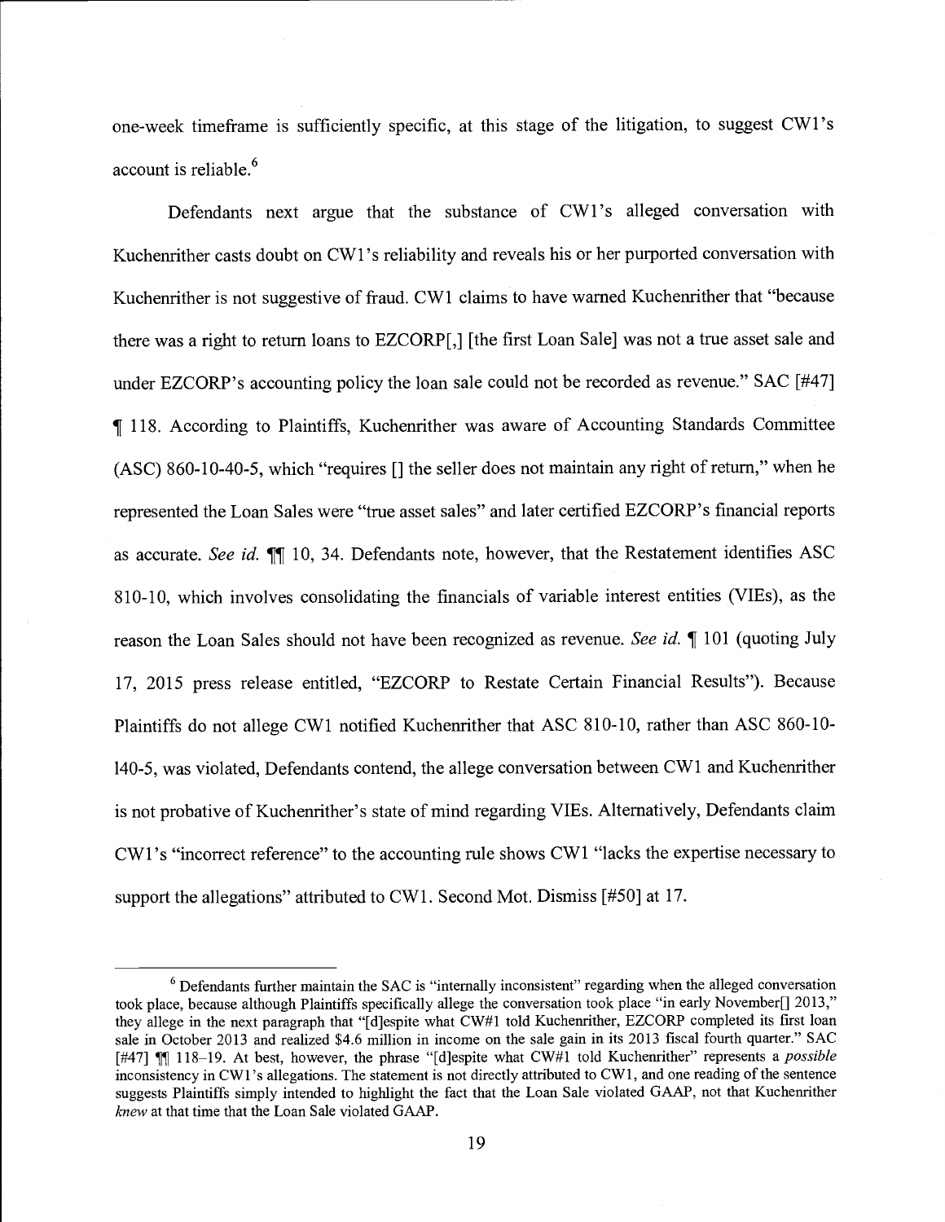one-week timeframe is sufficiently specific, at this stage of the litigation, to suggest CW1's account is reliable.[6]

Defendants next argue that the substance of CW1's alleged conversation with Kuchenrither casts doubt on CW1's reliability and reveals his or her purported conversation with Kuchenrither is not suggestive of fraud. CW1 claims to have warned Kuchenrither that "because there was a right to return loans to EZCORP[,] [the first Loan Sale] was not a true asset sale and under EZCORP's accounting policy the loan sale could not be recorded as revenue." SAC [#47] ¶ 118. According to Plaintiffs, Kuchenrither was aware of Accounting Standards Committee (ASC) 860-10-40-5, which "requires [] the seller does not maintain any right of return," when he represented the Loan Sales were "true asset sales" and later certified EZCORP's financial reports as accurate. *See id.* ¶¶ 10, 34. Defendants note, however, that the Restatement identifies ASC 810-10, which involves consolidating the financials of variable interest entities (VIEs), as the reason the Loan Sales should not have been recognized as revenue. *See id.* ¶ 101 (quoting July 17, 2015 press release entitled, "EZCORP to Restate Certain Financial Results"). Because Plaintiffs do not allege CW1 notified Kuchenrither that ASC 810-10, rather than ASC 860-10-140-5, was violated, Defendants contend, the allege conversation between CW1 and Kuchenrither is not probative of Kuchenrither's state of mind regarding VIEs. Alternatively, Defendants claim CW1's "incorrect reference" to the accounting rule shows CW1 "lacks the expertise necessary to support the allegations" attributed to CW1. Second Mot. Dismiss [#50] at 17.

---

[6] Defendants further maintain the SAC is "internally inconsistent" regarding when the alleged conversation took place, because although Plaintiffs specifically allege the conversation took place "in early November[] 2013," they allege in the next paragraph that "[d]espite what CW#1 told Kuchenrither, EZCORP completed its first loan sale in October 2013 and realized \$4.6 million in income on the sale gain in its 2013 fiscal fourth quarter." SAC [#47] ¶¶ 118–19. At best, however, the phrase "[d]espite what CW#1 told Kuchenrither" represents a *possible* inconsistency in CW1's allegations. The statement is not directly attributed to CW1, and one reading of the sentence suggests Plaintiffs simply intended to highlight the fact that the Loan Sale violated GAAP, not that Kuchenrither *knew* at that time that the Loan Sale violated GAAP.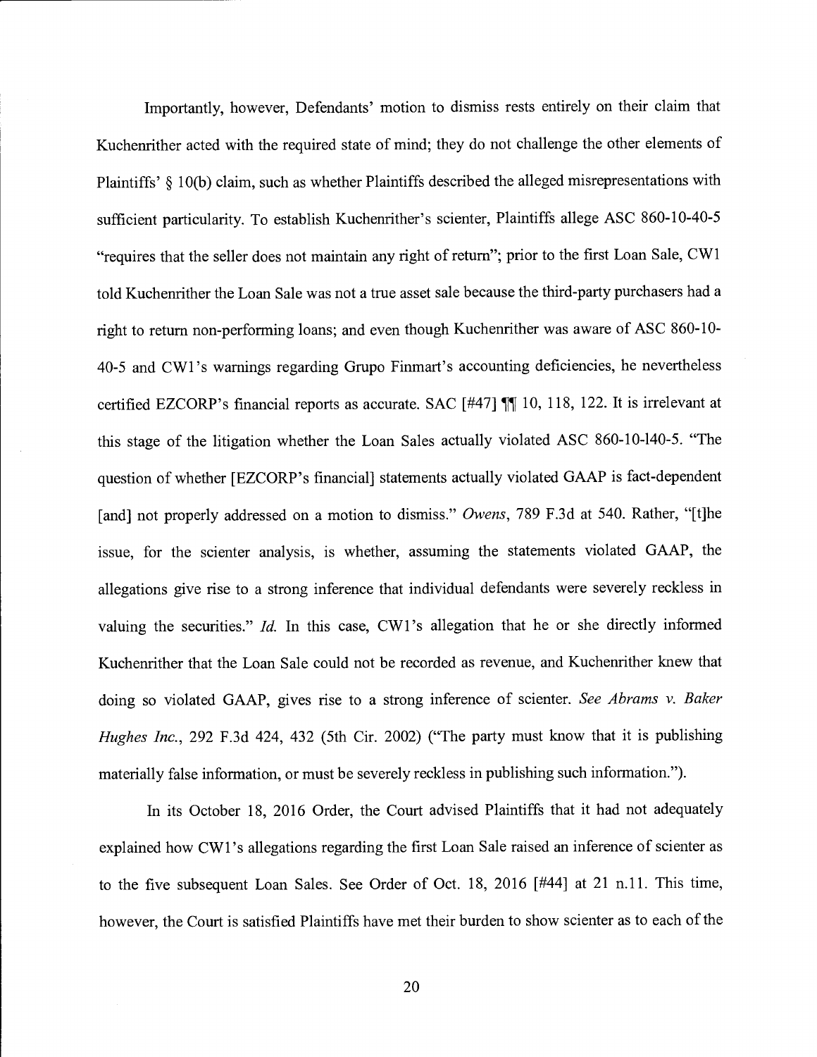Importantly, however, Defendants' motion to dismiss rests entirely on their claim that Kuchenrither acted with the required state of mind; they do not challenge the other elements of Plaintiffs' § 10(b) claim, such as whether Plaintiffs described the alleged misrepresentations with sufficient particularity. To establish Kuchenrither's scienter, Plaintiffs allege ASC 860-10-40-5 "requires that the seller does not maintain any right of return"; prior to the first Loan Sale, CW1 told Kuchenrither the Loan Sale was not a true asset sale because the third-party purchasers had a right to return non-performing loans; and even though Kuchenrither was aware of ASC 860-10-40-5 and CW1's warnings regarding Grupo Finmart's accounting deficiencies, he nevertheless certified EZCORP's financial reports as accurate. SAC [#47] ¶¶ 10, 118, 122. It is irrelevant at this stage of the litigation whether the Loan Sales actually violated ASC 860-10-140-5. "The question of whether [EZCORP's financial] statements actually violated GAAP is fact-dependent [and] not properly addressed on a motion to dismiss." *Owens*, 789 F.3d at 540. Rather, "[t]he issue, for the scienter analysis, is whether, assuming the statements violated GAAP, the allegations give rise to a strong inference that individual defendants were severely reckless in valuing the securities." *Id.* In this case, CW1's allegation that he or she directly informed Kuchenrither that the Loan Sale could not be recorded as revenue, and Kuchenrither knew that doing so violated GAAP, gives rise to a strong inference of scienter. *See Abrams v. Baker Hughes Inc.*, 292 F.3d 424, 432 (5th Cir. 2002) ("The party must know that it is publishing materially false information, or must be severely reckless in publishing such information.").

In its October 18, 2016 Order, the Court advised Plaintiffs that it had not adequately explained how CW1's allegations regarding the first Loan Sale raised an inference of scienter as to the five subsequent Loan Sales. See Order of Oct. 18, 2016 [#44] at 21 n.11. This time, however, the Court is satisfied Plaintiffs have met their burden to show scienter as to each of the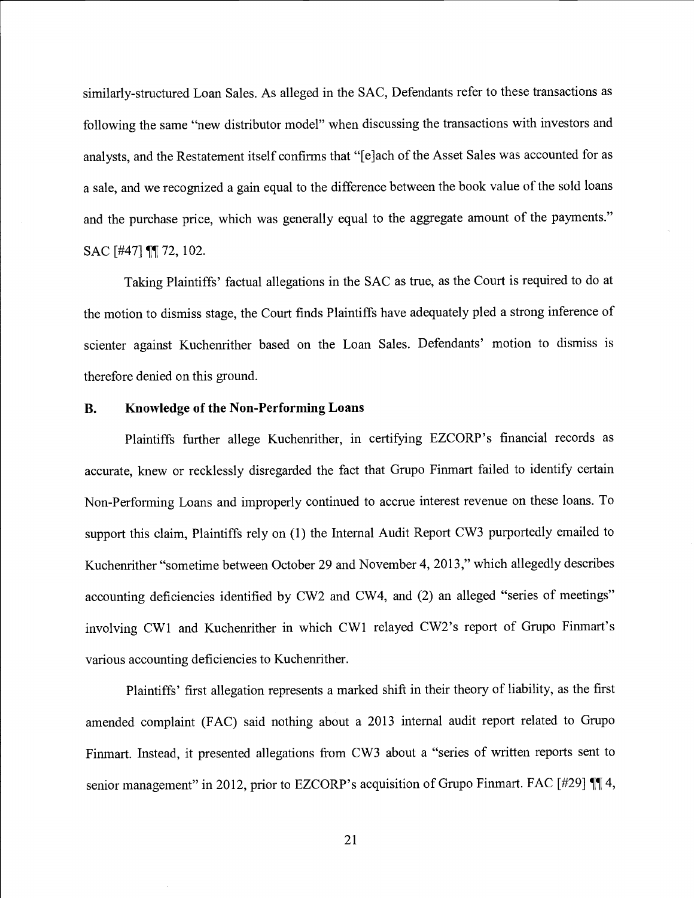similarly-structured Loan Sales. As alleged in the SAC, Defendants refer to these transactions as following the same "new distributor model" when discussing the transactions with investors and analysts, and the Restatement itself confirms that "[e]ach of the Asset Sales was accounted for as a sale, and we recognized a gain equal to the difference between the book value of the sold loans and the purchase price, which was generally equal to the aggregate amount of the payments." SAC [#47] ¶¶ 72, 102.

Taking Plaintiffs' factual allegations in the SAC as true, as the Court is required to do at the motion to dismiss stage, the Court finds Plaintiffs have adequately pled a strong inference of scienter against Kuchenrither based on the Loan Sales. Defendants' motion to dismiss is therefore denied on this ground.

### B. Knowledge of the Non-Performing Loans

Plaintiffs further allege Kuchenrither, in certifying EZCORP's financial records as accurate, knew or recklessly disregarded the fact that Grupo Finmart failed to identify certain Non-Performing Loans and improperly continued to accrue interest revenue on these loans. To support this claim, Plaintiffs rely on (1) the Internal Audit Report CW3 purportedly emailed to Kuchenrither "sometime between October 29 and November 4, 2013," which allegedly describes accounting deficiencies identified by CW2 and CW4, and (2) an alleged "series of meetings" involving CW1 and Kuchenrither in which CW1 relayed CW2's report of Grupo Finmart's various accounting deficiencies to Kuchenrither.

Plaintiffs' first allegation represents a marked shift in their theory of liability, as the first amended complaint (FAC) said nothing about a 2013 internal audit report related to Grupo Finmart. Instead, it presented allegations from CW3 about a "series of written reports sent to senior management" in 2012, prior to EZCORP's acquisition of Grupo Finmart. FAC [#29] ¶¶ 4,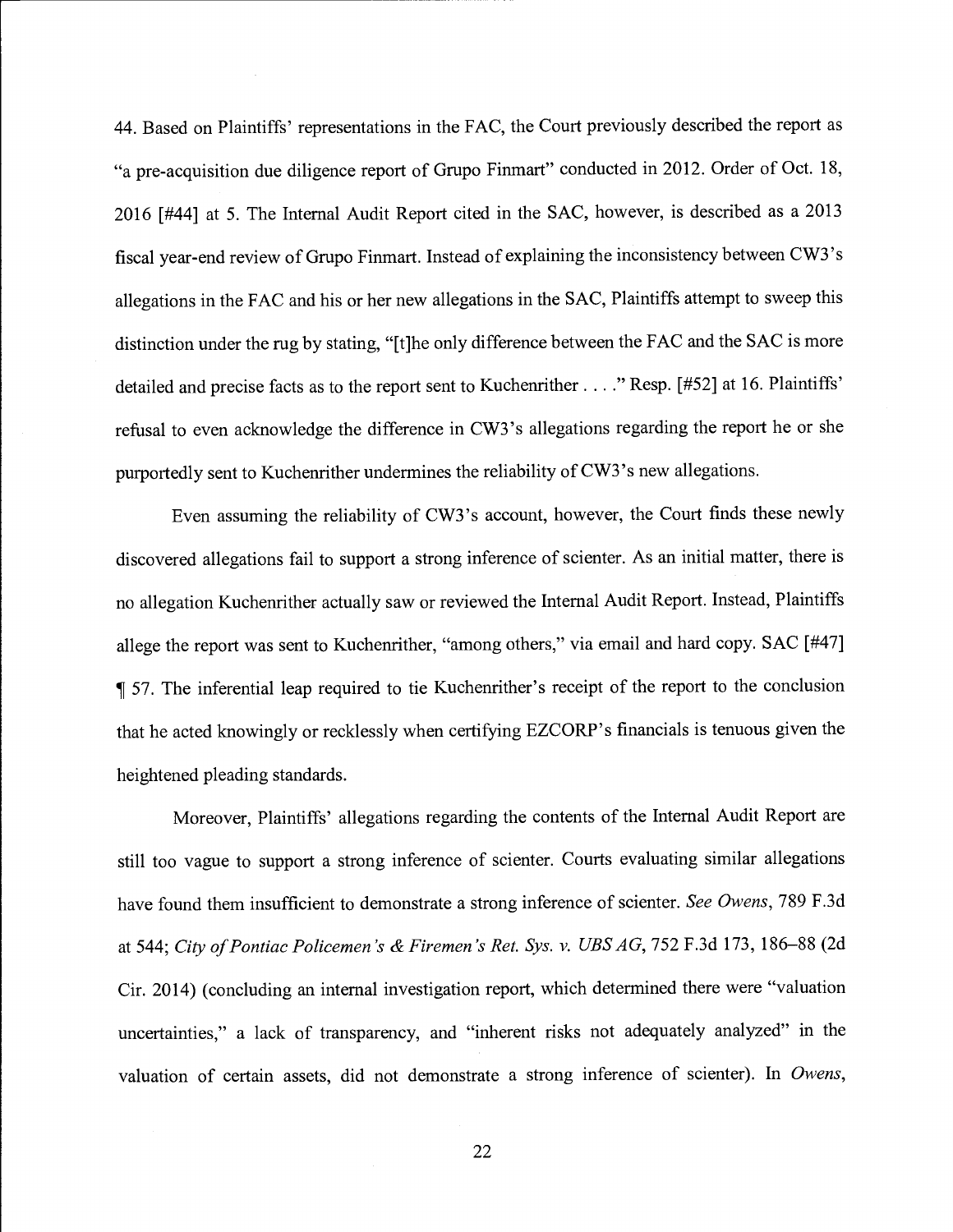44. Based on Plaintiffs' representations in the FAC, the Court previously described the report as "a pre-acquisition due diligence report of Grupo Finmart" conducted in 2012. Order of Oct. 18, 2016 [#44] at 5. The Internal Audit Report cited in the SAC, however, is described as a 2013 fiscal year-end review of Grupo Finmart. Instead of explaining the inconsistency between CW3's allegations in the FAC and his or her new allegations in the SAC, Plaintiffs attempt to sweep this distinction under the rug by stating, "[t]he only difference between the FAC and the SAC is more detailed and precise facts as to the report sent to Kuchenrither . . . ." Resp. [#52] at 16. Plaintiffs' refusal to even acknowledge the difference in CW3's allegations regarding the report he or she purportedly sent to Kuchenrither undermines the reliability of CW3's new allegations.

Even assuming the reliability of CW3's account, however, the Court finds these newly discovered allegations fail to support a strong inference of scienter. As an initial matter, there is no allegation Kuchenrither actually saw or reviewed the Internal Audit Report. Instead, Plaintiffs allege the report was sent to Kuchenrither, "among others," via email and hard copy. SAC [#47] ¶ 57. The inferential leap required to tie Kuchenrither's receipt of the report to the conclusion that he acted knowingly or recklessly when certifying EZCORP's financials is tenuous given the heightened pleading standards.

Moreover, Plaintiffs' allegations regarding the contents of the Internal Audit Report are still too vague to support a strong inference of scienter. Courts evaluating similar allegations have found them insufficient to demonstrate a strong inference of scienter. *See Owens*, 789 F.3d at 544; *City of Pontiac Policemen's & Firemen's Ret. Sys. v. UBS AG*, 752 F.3d 173, 186–88 (2d Cir. 2014) (concluding an internal investigation report, which determined there were "valuation uncertainties," a lack of transparency, and "inherent risks not adequately analyzed" in the valuation of certain assets, did not demonstrate a strong inference of scienter). In *Owens*,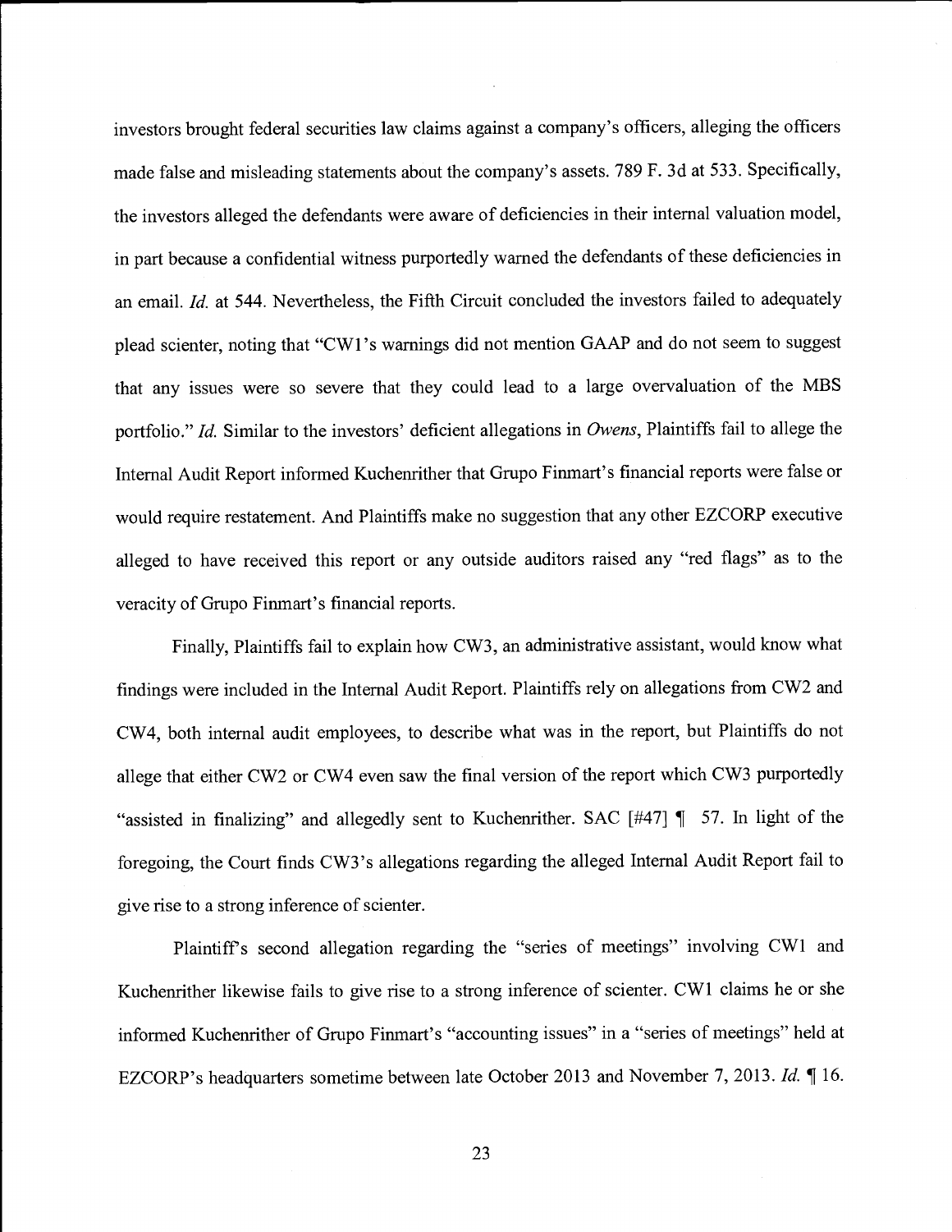investors brought federal securities law claims against a company's officers, alleging the officers made false and misleading statements about the company's assets. 789 F. 3d at 533. Specifically, the investors alleged the defendants were aware of deficiencies in their internal valuation model, in part because a confidential witness purportedly warned the defendants of these deficiencies in an email. *Id.* at 544. Nevertheless, the Fifth Circuit concluded the investors failed to adequately plead scienter, noting that "CW1's warnings did not mention GAAP and do not seem to suggest that any issues were so severe that they could lead to a large overvaluation of the MBS portfolio." *Id.* Similar to the investors' deficient allegations in *Owens*, Plaintiffs fail to allege the Internal Audit Report informed Kuchenrither that Grupo Finmart's financial reports were false or would require restatement. And Plaintiffs make no suggestion that any other EZCORP executive alleged to have received this report or any outside auditors raised any "red flags" as to the veracity of Grupo Finmart's financial reports.

Finally, Plaintiffs fail to explain how CW3, an administrative assistant, would know what findings were included in the Internal Audit Report. Plaintiffs rely on allegations from CW2 and CW4, both internal audit employees, to describe what was in the report, but Plaintiffs do not allege that either CW2 or CW4 even saw the final version of the report which CW3 purportedly "assisted in finalizing" and allegedly sent to Kuchenrither. SAC [#47] ¶ 57. In light of the foregoing, the Court finds CW3's allegations regarding the alleged Internal Audit Report fail to give rise to a strong inference of scienter.

Plaintiff's second allegation regarding the "series of meetings" involving CW1 and Kuchenrither likewise fails to give rise to a strong inference of scienter. CW1 claims he or she informed Kuchenrither of Grupo Finmart's "accounting issues" in a "series of meetings" held at EZCORP's headquarters sometime between late October 2013 and November 7, 2013. *Id.* ¶ 16.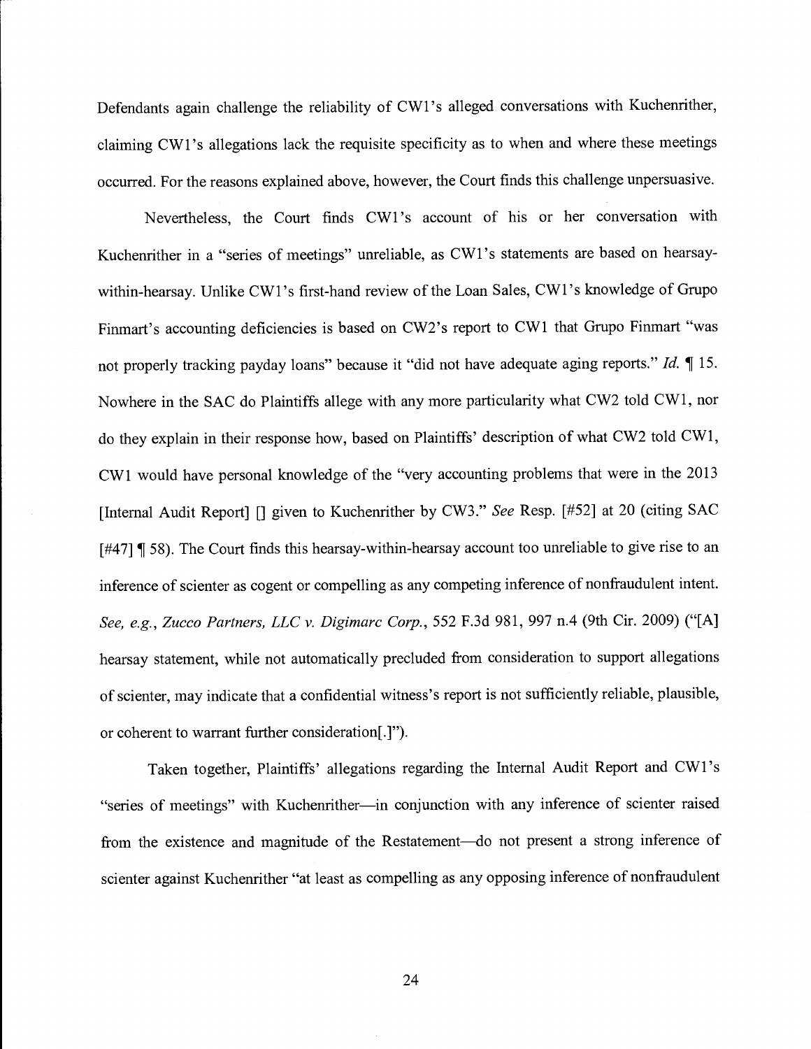Defendants again challenge the reliability of CW1's alleged conversations with Kuchenrither, claiming CW1's allegations lack the requisite specificity as to when and where these meetings occurred. For the reasons explained above, however, the Court finds this challenge unpersuasive.

Nevertheless, the Court finds CW1's account of his or her conversation with Kuchenrither in a "series of meetings" unreliable, as CW1's statements are based on hearsay-within-hearsay. Unlike CW1's first-hand review of the Loan Sales, CW1's knowledge of Grupo Finmart's accounting deficiencies is based on CW2's report to CW1 that Grupo Finmart "was not properly tracking payday loans" because it "did not have adequate aging reports." *Id.* ¶ 15. Nowhere in the SAC do Plaintiffs allege with any more particularity what CW2 told CW1, nor do they explain in their response how, based on Plaintiffs' description of what CW2 told CW1, CW1 would have personal knowledge of the "very accounting problems that were in the 2013 [Internal Audit Report] [] given to Kuchenrither by CW3." *See* Resp. [#52] at 20 (citing SAC [#47] ¶ 58). The Court finds this hearsay-within-hearsay account too unreliable to give rise to an inference of scienter as cogent or compelling as any competing inference of nonfraudulent intent. *See, e.g.*, *Zucco Partners, LLC v. Digimarc Corp.*, 552 F.3d 981, 997 n.4 (9th Cir. 2009) ("[A] hearsay statement, while not automatically precluded from consideration to support allegations of scienter, may indicate that a confidential witness's report is not sufficiently reliable, plausible, or coherent to warrant further consideration[.]").

Taken together, Plaintiffs' allegations regarding the Internal Audit Report and CW1's "series of meetings" with Kuchenrither—in conjunction with any inference of scienter raised from the existence and magnitude of the Restatement—do not present a strong inference of scienter against Kuchenrither "at least as compelling as any opposing inference of nonfraudulent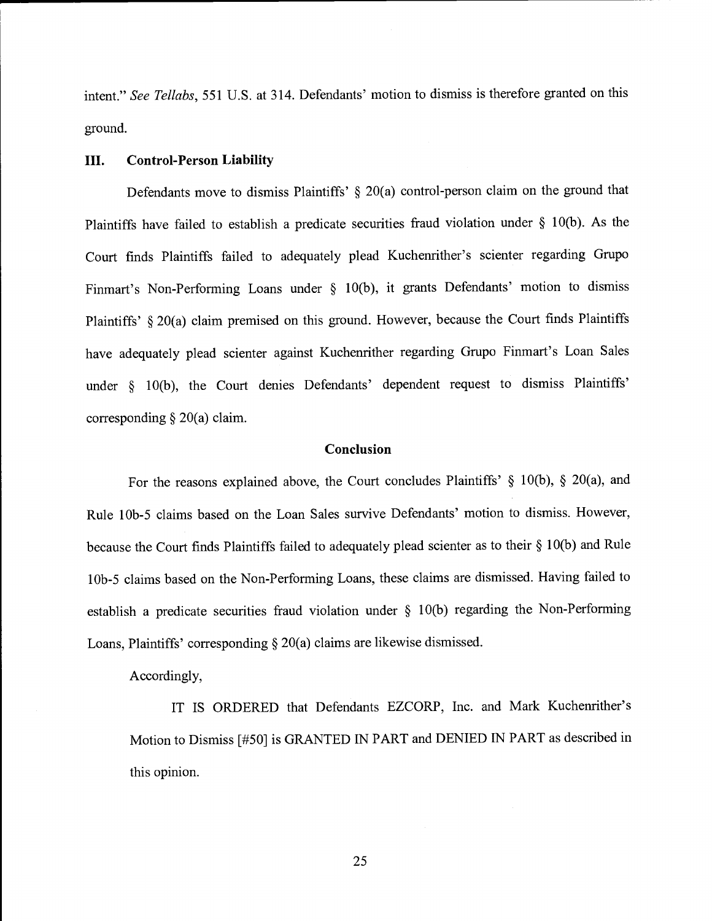intent." *See Tellabs*, 551 U.S. at 314. Defendants' motion to dismiss is therefore granted on this ground.

## III. Control-Person Liability

Defendants move to dismiss Plaintiffs' § 20(a) control-person claim on the ground that Plaintiffs have failed to establish a predicate securities fraud violation under § 10(b). As the Court finds Plaintiffs failed to adequately plead Kuchenrither's scienter regarding Grupo Finmart's Non-Performing Loans under § 10(b), it grants Defendants' motion to dismiss Plaintiffs' § 20(a) claim premised on this ground. However, because the Court finds Plaintiffs have adequately plead scienter against Kuchenrither regarding Grupo Finmart's Loan Sales under § 10(b), the Court denies Defendants' dependent request to dismiss Plaintiffs' corresponding § 20(a) claim.

## Conclusion

For the reasons explained above, the Court concludes Plaintiffs' § 10(b), § 20(a), and Rule 10b-5 claims based on the Loan Sales survive Defendants' motion to dismiss. However, because the Court finds Plaintiffs failed to adequately plead scienter as to their § 10(b) and Rule 10b-5 claims based on the Non-Performing Loans, these claims are dismissed. Having failed to establish a predicate securities fraud violation under § 10(b) regarding the Non-Performing Loans, Plaintiffs' corresponding § 20(a) claims are likewise dismissed.

Accordingly,

IT IS ORDERED that Defendants EZCORP, Inc. and Mark Kuchenrither's Motion to Dismiss [#50] is GRANTED IN PART and DENIED IN PART as described in this opinion.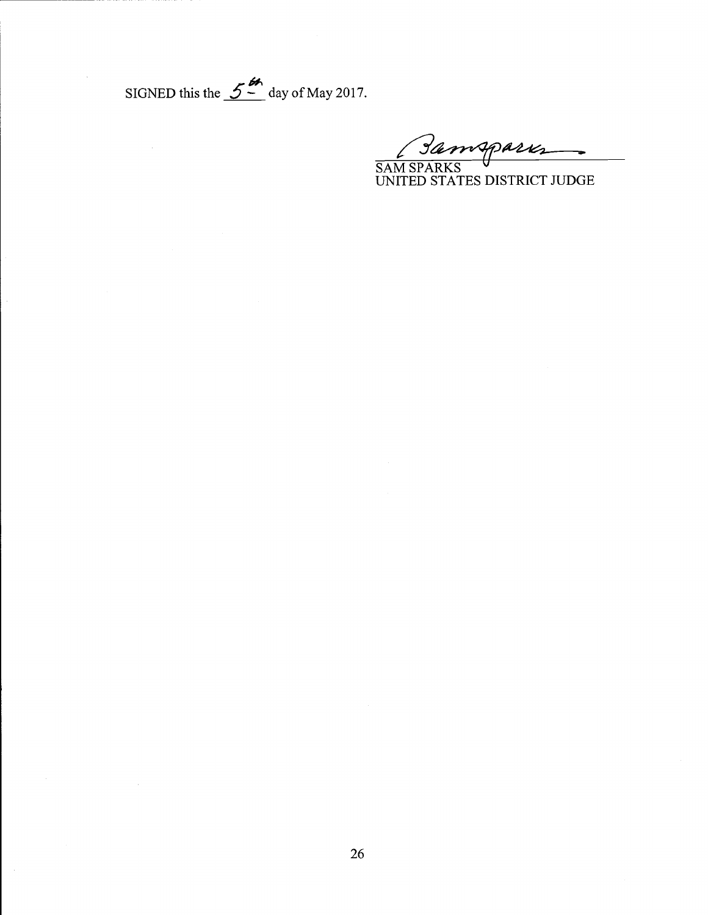SIGNED this the 5th day of May 2017.

SAM SPARKS
UNITED STATES DISTRICT JUDGE